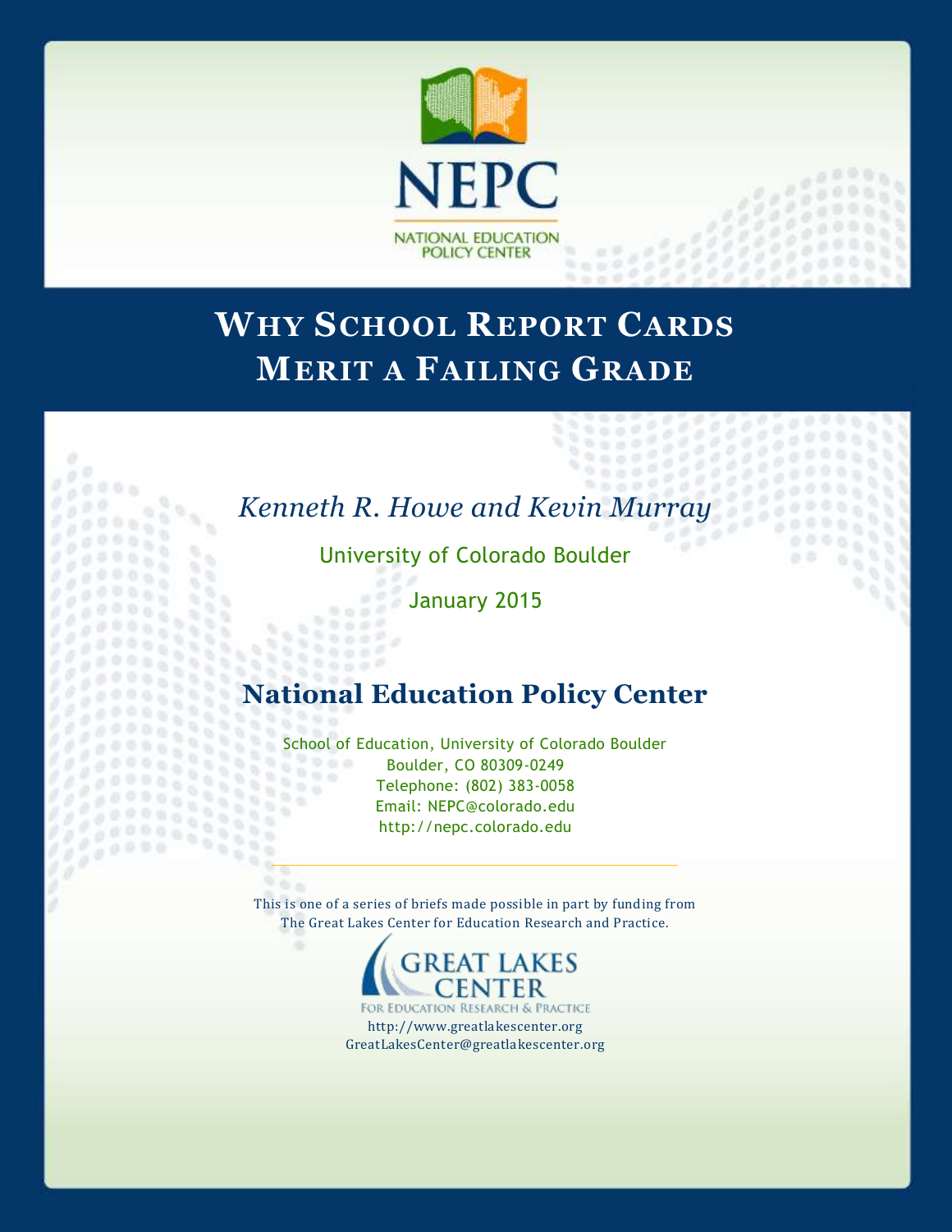NEPC

NATIONAL EDUCATION POLICY CENTER

# Why School Report Cards Merit a Failing Grade

*Kenneth R. Howe and Kevin Murray*

University of Colorado Boulder

January 2015

## National Education Policy Center

School of Education, University of Colorado Boulder
Boulder, CO 80309-0249
Telephone: (802) 383-0058
Email: NEPC@colorado.edu
http://nepc.colorado.edu

---

This is one of a series of briefs made possible in part by funding from The Great Lakes Center for Education Research and Practice.

GREAT LAKES CENTER
FOR EDUCATION RESEARCH & PRACTICE

http://www.greatlakescenter.org
GreatLakesCenter@greatlakescenter.org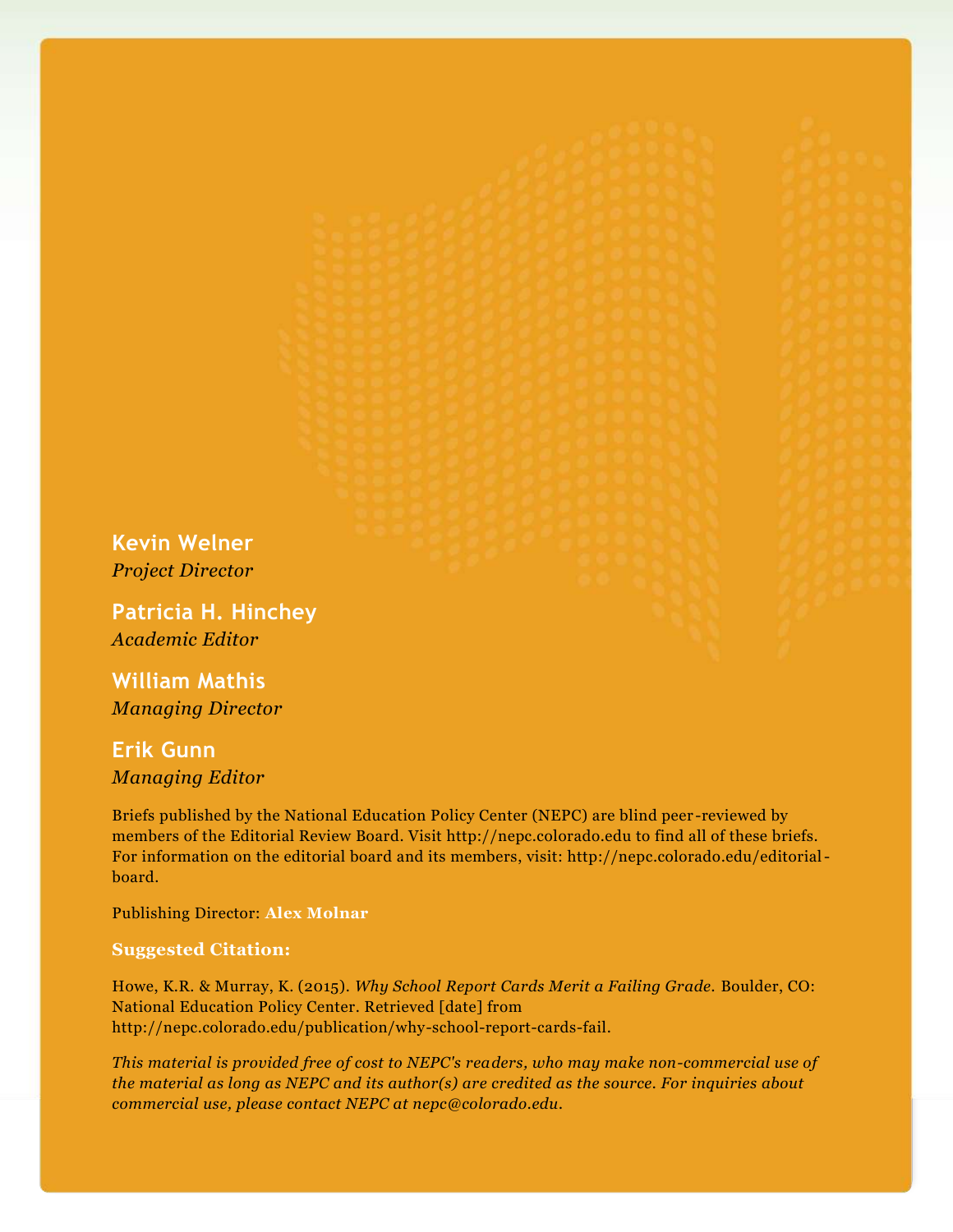**Kevin Welner**
*Project Director*

**Patricia H. Hinchey**
*Academic Editor*

**William Mathis**
*Managing Director*

**Erik Gunn**
*Managing Editor*

Briefs published by the National Education Policy Center (NEPC) are blind peer-reviewed by members of the Editorial Review Board. Visit http://nepc.colorado.edu to find all of these briefs. For information on the editorial board and its members, visit: http://nepc.colorado.edu/editorial-board.

Publishing Director: **Alex Molnar**

**Suggested Citation:**

Howe, K.R. & Murray, K. (2015). *Why School Report Cards Merit a Failing Grade.* Boulder, CO: National Education Policy Center. Retrieved [date] from http://nepc.colorado.edu/publication/why-school-report-cards-fail.

*This material is provided free of cost to NEPC's readers, who may make non-commercial use of the material as long as NEPC and its author(s) are credited as the source. For inquiries about commercial use, please contact NEPC at nepc@colorado.edu.*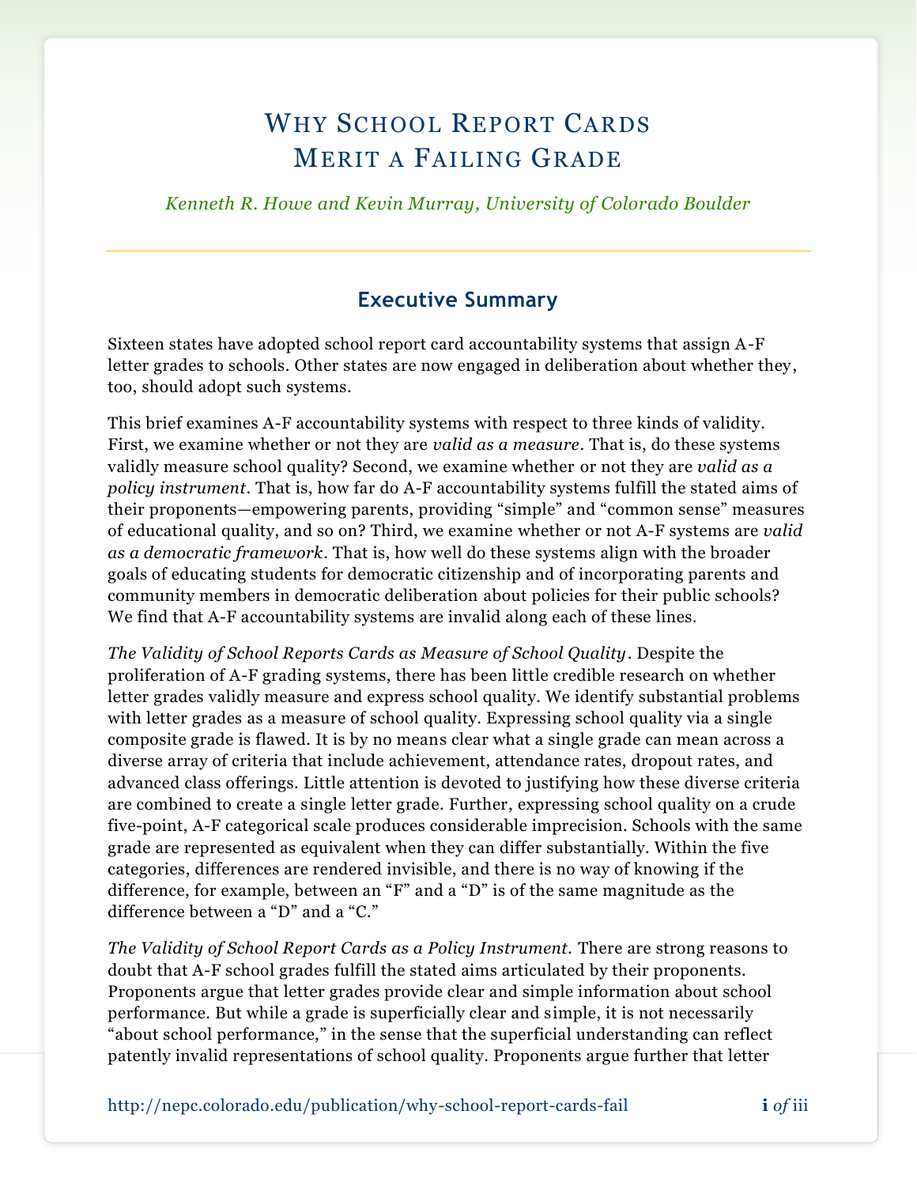# Why School Report Cards Merit a Failing Grade

*Kenneth R. Howe and Kevin Murray, University of Colorado Boulder*

## Executive Summary

Sixteen states have adopted school report card accountability systems that assign A-F letter grades to schools. Other states are now engaged in deliberation about whether they, too, should adopt such systems.

This brief examines A-F accountability systems with respect to three kinds of validity. First, we examine whether or not they are *valid as a measure*. That is, do these systems validly measure school quality? Second, we examine whether or not they are *valid as a policy instrument*. That is, how far do A-F accountability systems fulfill the stated aims of their proponents—empowering parents, providing "simple" and "common sense" measures of educational quality, and so on? Third, we examine whether or not A-F systems are *valid as a democratic framework*. That is, how well do these systems align with the broader goals of educating students for democratic citizenship and of incorporating parents and community members in democratic deliberation about policies for their public schools? We find that A-F accountability systems are invalid along each of these lines.

*The Validity of School Reports Cards as Measure of School Quality*. Despite the proliferation of A-F grading systems, there has been little credible research on whether letter grades validly measure and express school quality. We identify substantial problems with letter grades as a measure of school quality. Expressing school quality via a single composite grade is flawed. It is by no means clear what a single grade can mean across a diverse array of criteria that include achievement, attendance rates, dropout rates, and advanced class offerings. Little attention is devoted to justifying how these diverse criteria are combined to create a single letter grade. Further, expressing school quality on a crude five-point, A-F categorical scale produces considerable imprecision. Schools with the same grade are represented as equivalent when they can differ substantially. Within the five categories, differences are rendered invisible, and there is no way of knowing if the difference, for example, between an "F" and a "D" is of the same magnitude as the difference between a "D" and a "C."

*The Validity of School Report Cards as a Policy Instrument*. There are strong reasons to doubt that A-F school grades fulfill the stated aims articulated by their proponents. Proponents argue that letter grades provide clear and simple information about school performance. But while a grade is superficially clear and simple, it is not necessarily "about school performance," in the sense that the superficial understanding can reflect patently invalid representations of school quality. Proponents argue further that letter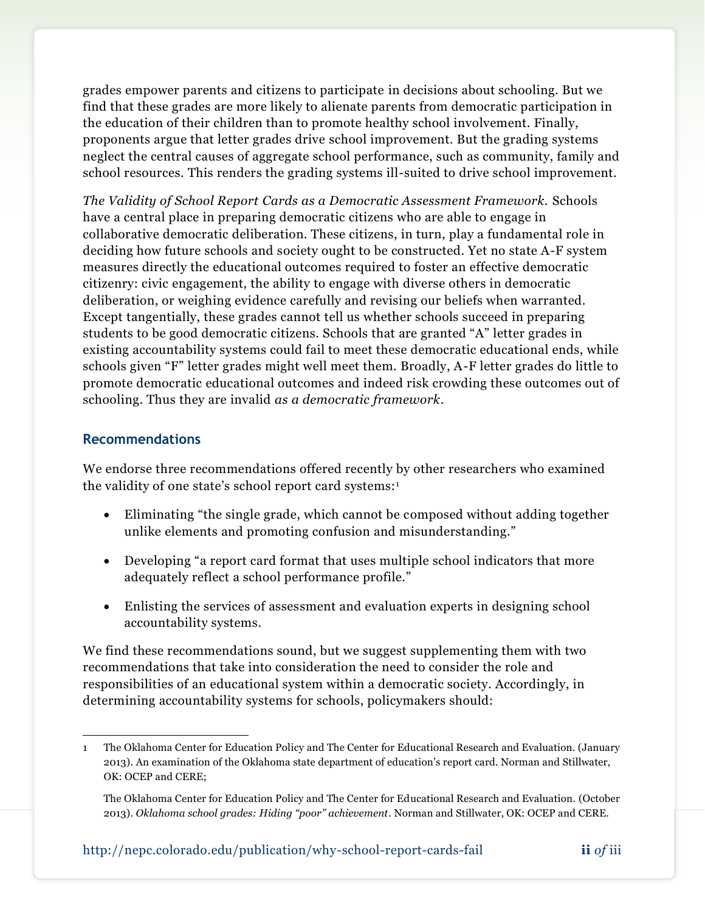grades empower parents and citizens to participate in decisions about schooling. But we find that these grades are more likely to alienate parents from democratic participation in the education of their children than to promote healthy school involvement. Finally, proponents argue that letter grades drive school improvement. But the grading systems neglect the central causes of aggregate school performance, such as community, family and school resources. This renders the grading systems ill-suited to drive school improvement.

*The Validity of School Report Cards as a Democratic Assessment Framework*. Schools have a central place in preparing democratic citizens who are able to engage in collaborative democratic deliberation. These citizens, in turn, play a fundamental role in deciding how future schools and society ought to be constructed. Yet no state A-F system measures directly the educational outcomes required to foster an effective democratic citizenry: civic engagement, the ability to engage with diverse others in democratic deliberation, or weighing evidence carefully and revising our beliefs when warranted. Except tangentially, these grades cannot tell us whether schools succeed in preparing students to be good democratic citizens. Schools that are granted "A" letter grades in existing accountability systems could fail to meet these democratic educational ends, while schools given "F" letter grades might well meet them. Broadly, A-F letter grades do little to promote democratic educational outcomes and indeed risk crowding these outcomes out of schooling. Thus they are invalid *as a democratic framework*.

## Recommendations

We endorse three recommendations offered recently by other researchers who examined the validity of one state's school report card systems:[1]

- Eliminating "the single grade, which cannot be composed without adding together unlike elements and promoting confusion and misunderstanding."
- Developing "a report card format that uses multiple school indicators that more adequately reflect a school performance profile."
- Enlisting the services of assessment and evaluation experts in designing school accountability systems.

We find these recommendations sound, but we suggest supplementing them with two recommendations that take into consideration the need to consider the role and responsibilities of an educational system within a democratic society. Accordingly, in determining accountability systems for schools, policymakers should:

---

1 The Oklahoma Center for Education Policy and The Center for Educational Research and Evaluation. (January 2013). An examination of the Oklahoma state department of education's report card. Norman and Stillwater, OK: OCEP and CERE;

The Oklahoma Center for Education Policy and The Center for Educational Research and Evaluation. (October 2013). *Oklahoma school grades: Hiding "poor" achievement*. Norman and Stillwater, OK: OCEP and CERE.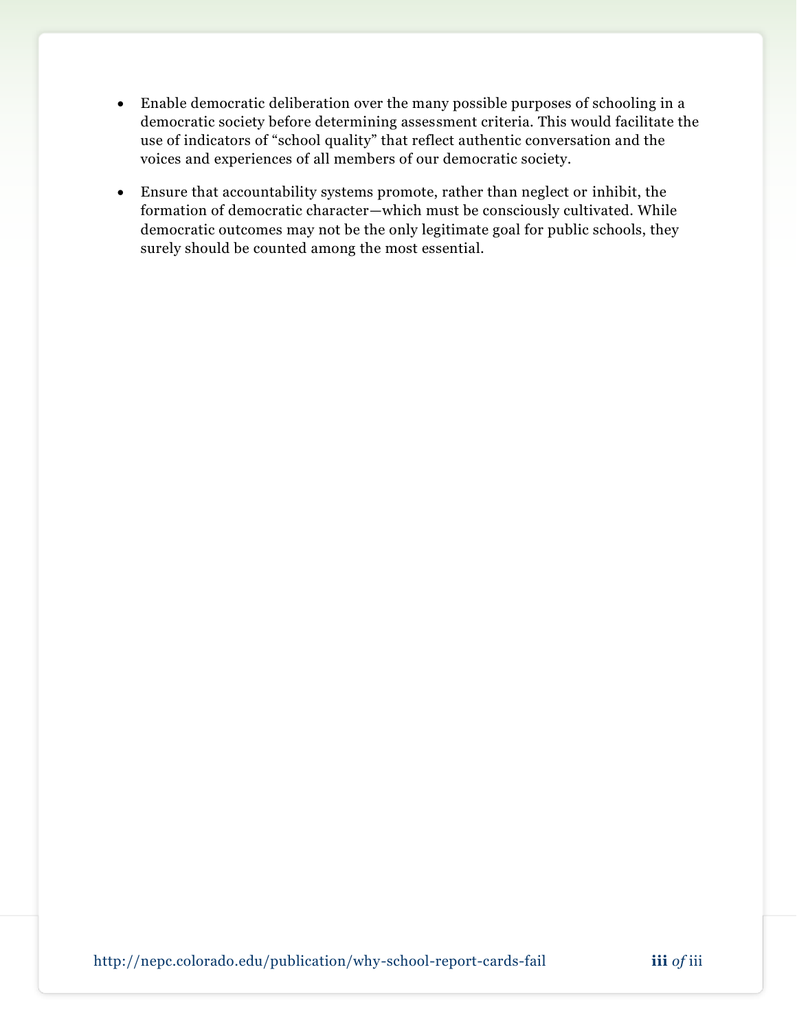- Enable democratic deliberation over the many possible purposes of schooling in a democratic society before determining assessment criteria. This would facilitate the use of indicators of "school quality" that reflect authentic conversation and the voices and experiences of all members of our democratic society.
- Ensure that accountability systems promote, rather than neglect or inhibit, the formation of democratic character—which must be consciously cultivated. While democratic outcomes may not be the only legitimate goal for public schools, they surely should be counted among the most essential.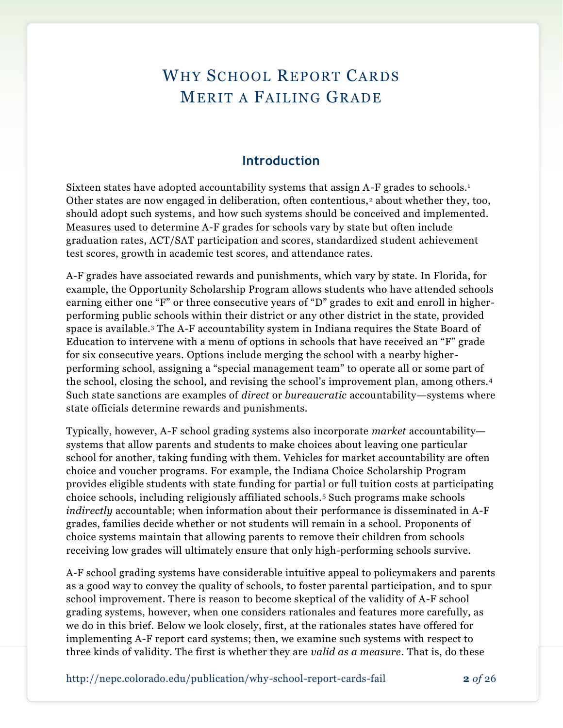# Why School Report Cards Merit a Failing Grade

## Introduction

Sixteen states have adopted accountability systems that assign A-F grades to schools.[1] Other states are now engaged in deliberation, often contentious,[2] about whether they, too, should adopt such systems, and how such systems should be conceived and implemented. Measures used to determine A-F grades for schools vary by state but often include graduation rates, ACT/SAT participation and scores, standardized student achievement test scores, growth in academic test scores, and attendance rates.

A-F grades have associated rewards and punishments, which vary by state. In Florida, for example, the Opportunity Scholarship Program allows students who have attended schools earning either one "F" or three consecutive years of "D" grades to exit and enroll in higher-performing public schools within their district or any other district in the state, provided space is available.[3] The A-F accountability system in Indiana requires the State Board of Education to intervene with a menu of options in schools that have received an "F" grade for six consecutive years. Options include merging the school with a nearby higher-performing school, assigning a "special management team" to operate all or some part of the school, closing the school, and revising the school's improvement plan, among others.[4] Such state sanctions are examples of *direct* or *bureaucratic* accountability—systems where state officials determine rewards and punishments.

Typically, however, A-F school grading systems also incorporate *market* accountability—systems that allow parents and students to make choices about leaving one particular school for another, taking funding with them. Vehicles for market accountability are often choice and voucher programs. For example, the Indiana Choice Scholarship Program provides eligible students with state funding for partial or full tuition costs at participating choice schools, including religiously affiliated schools.[5] Such programs make schools *indirectly* accountable; when information about their performance is disseminated in A-F grades, families decide whether or not students will remain in a school. Proponents of choice systems maintain that allowing parents to remove their children from schools receiving low grades will ultimately ensure that only high-performing schools survive.

A-F school grading systems have considerable intuitive appeal to policymakers and parents as a good way to convey the quality of schools, to foster parental participation, and to spur school improvement. There is reason to become skeptical of the validity of A-F school grading systems, however, when one considers rationales and features more carefully, as we do in this brief. Below we look closely, first, at the rationales states have offered for implementing A-F report card systems; then, we examine such systems with respect to three kinds of validity. The first is whether they are *valid as a measure*. That is, do these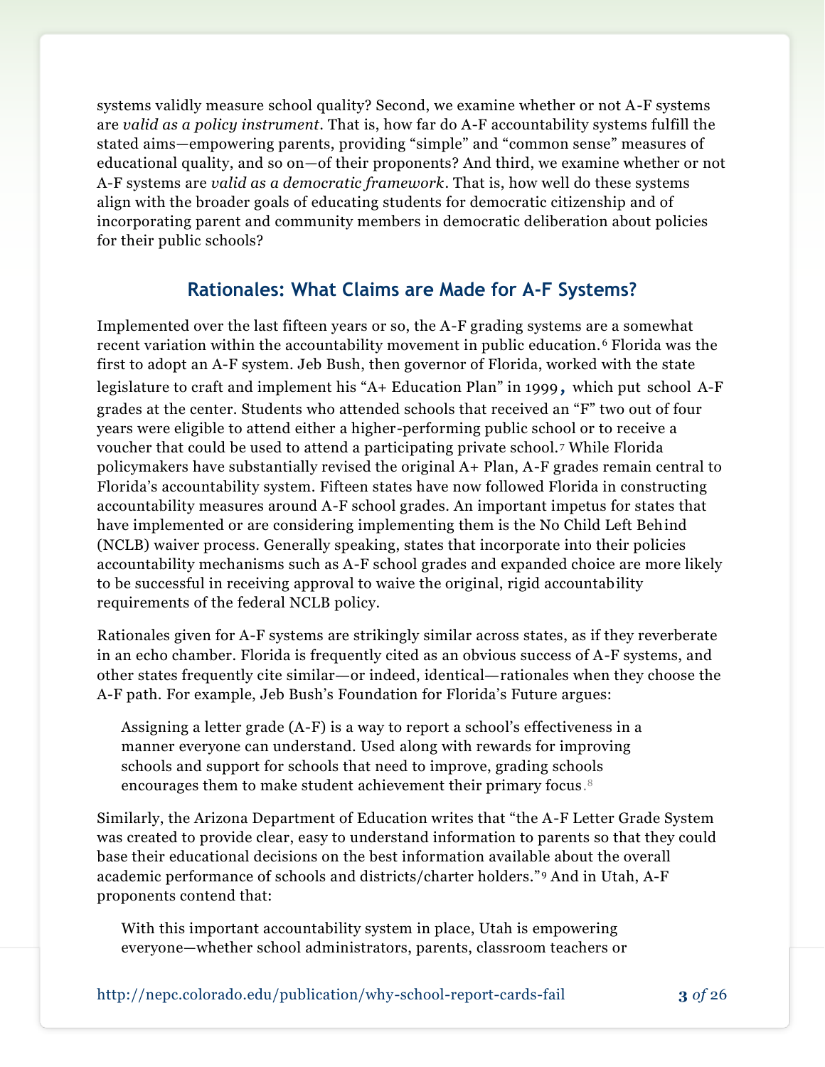systems validly measure school quality? Second, we examine whether or not A-F systems are *valid as a policy instrument*. That is, how far do A-F accountability systems fulfill the stated aims—empowering parents, providing "simple" and "common sense" measures of educational quality, and so on—of their proponents? And third, we examine whether or not A-F systems are *valid as a democratic framework*. That is, how well do these systems align with the broader goals of educating students for democratic citizenship and of incorporating parent and community members in democratic deliberation about policies for their public schools?

## Rationales: What Claims are Made for A-F Systems?

Implemented over the last fifteen years or so, the A-F grading systems are a somewhat recent variation within the accountability movement in public education.[6] Florida was the first to adopt an A-F system. Jeb Bush, then governor of Florida, worked with the state legislature to craft and implement his "A+ Education Plan" in 1999, which put school A-F grades at the center. Students who attended schools that received an "F" two out of four years were eligible to attend either a higher-performing public school or to receive a voucher that could be used to attend a participating private school.[7] While Florida policymakers have substantially revised the original A+ Plan, A-F grades remain central to Florida's accountability system. Fifteen states have now followed Florida in constructing accountability measures around A-F school grades. An important impetus for states that have implemented or are considering implementing them is the No Child Left Behind (NCLB) waiver process. Generally speaking, states that incorporate into their policies accountability mechanisms such as A-F school grades and expanded choice are more likely to be successful in receiving approval to waive the original, rigid accountability requirements of the federal NCLB policy.

Rationales given for A-F systems are strikingly similar across states, as if they reverberate in an echo chamber. Florida is frequently cited as an obvious success of A-F systems, and other states frequently cite similar—or indeed, identical—rationales when they choose the A-F path. For example, Jeb Bush's Foundation for Florida's Future argues:

> Assigning a letter grade (A-F) is a way to report a school's effectiveness in a manner everyone can understand. Used along with rewards for improving schools and support for schools that need to improve, grading schools encourages them to make student achievement their primary focus.[8]

Similarly, the Arizona Department of Education writes that "the A-F Letter Grade System was created to provide clear, easy to understand information to parents so that they could base their educational decisions on the best information available about the overall academic performance of schools and districts/charter holders."[9] And in Utah, A-F proponents contend that:

> With this important accountability system in place, Utah is empowering everyone—whether school administrators, parents, classroom teachers or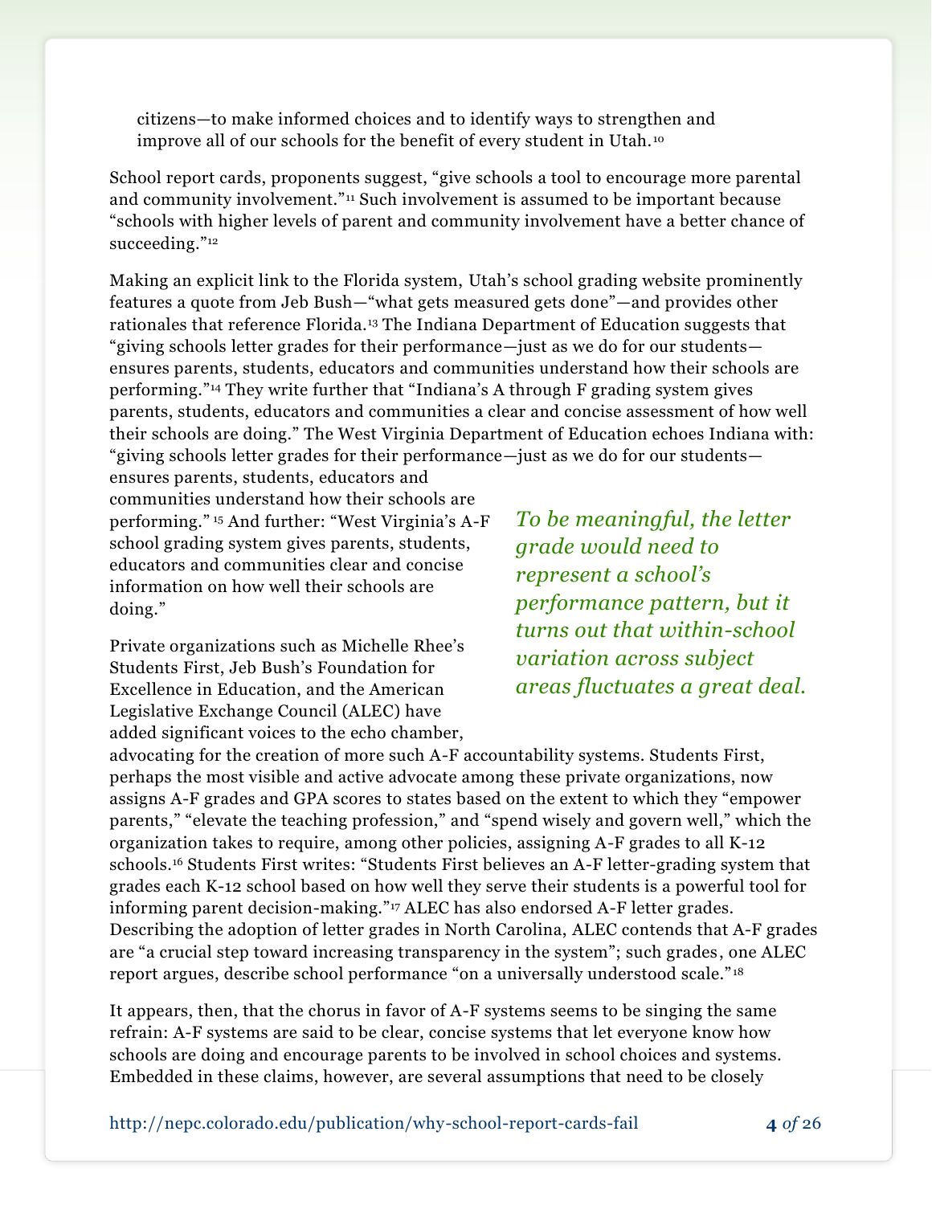citizens—to make informed choices and to identify ways to strengthen and improve all of our schools for the benefit of every student in Utah.[10]

School report cards, proponents suggest, “give schools a tool to encourage more parental and community involvement.”[11] Such involvement is assumed to be important because “schools with higher levels of parent and community involvement have a better chance of succeeding.”[12]

Making an explicit link to the Florida system, Utah’s school grading website prominently features a quote from Jeb Bush—“what gets measured gets done”—and provides other rationales that reference Florida.[13] The Indiana Department of Education suggests that “giving schools letter grades for their performance—just as we do for our students—ensures parents, students, educators and communities understand how their schools are performing.”[14] They write further that “Indiana’s A through F grading system gives parents, students, educators and communities a clear and concise assessment of how well their schools are doing.” The West Virginia Department of Education echoes Indiana with: “giving schools letter grades for their performance—just as we do for our students—ensures parents, students, educators and communities understand how their schools are performing.”[15] And further: “West Virginia’s A-F school grading system gives parents, students, educators and communities clear and concise information on how well their schools are doing.”

*To be meaningful, the letter grade would need to represent a school’s performance pattern, but it turns out that within-school variation across subject areas fluctuates a great deal.*

Private organizations such as Michelle Rhee’s Students First, Jeb Bush’s Foundation for Excellence in Education, and the American Legislative Exchange Council (ALEC) have added significant voices to the echo chamber, advocating for the creation of more such A-F accountability systems. Students First, perhaps the most visible and active advocate among these private organizations, now assigns A-F grades and GPA scores to states based on the extent to which they “empower parents,” “elevate the teaching profession,” and “spend wisely and govern well,” which the organization takes to require, among other policies, assigning A-F grades to all K-12 schools.[16] Students First writes: “Students First believes an A-F letter-grading system that grades each K-12 school based on how well they serve their students is a powerful tool for informing parent decision-making.”[17] ALEC has also endorsed A-F letter grades. Describing the adoption of letter grades in North Carolina, ALEC contends that A-F grades are “a crucial step toward increasing transparency in the system”; such grades, one ALEC report argues, describe school performance “on a universally understood scale.”[18]

It appears, then, that the chorus in favor of A-F systems seems to be singing the same refrain: A-F systems are said to be clear, concise systems that let everyone know how schools are doing and encourage parents to be involved in school choices and systems. Embedded in these claims, however, are several assumptions that need to be closely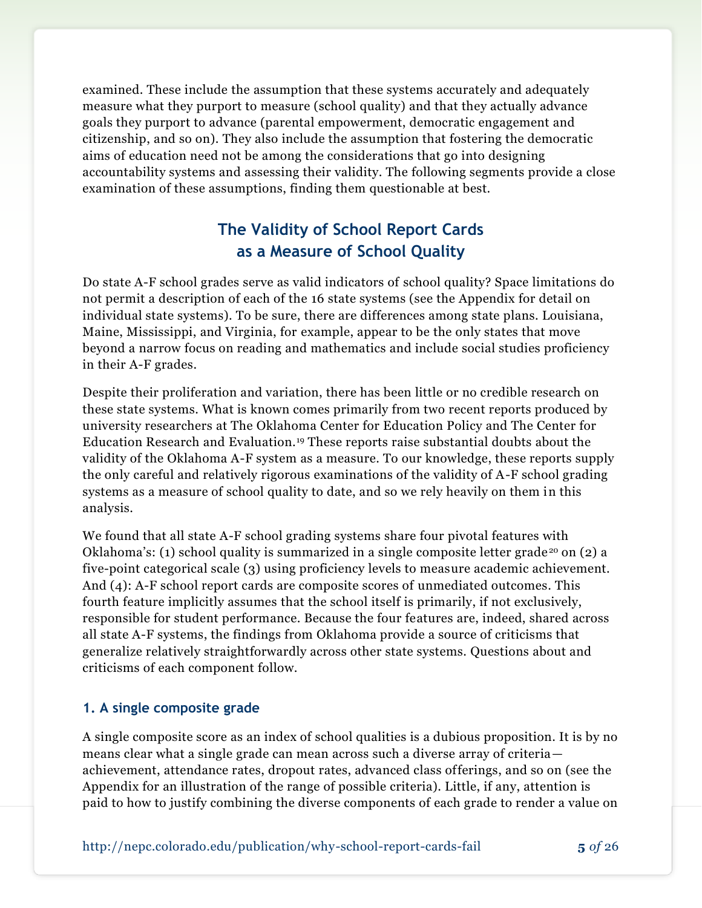examined. These include the assumption that these systems accurately and adequately measure what they purport to measure (school quality) and that they actually advance goals they purport to advance (parental empowerment, democratic engagement and citizenship, and so on). They also include the assumption that fostering the democratic aims of education need not be among the considerations that go into designing accountability systems and assessing their validity. The following segments provide a close examination of these assumptions, finding them questionable at best.

## The Validity of School Report Cards as a Measure of School Quality

Do state A-F school grades serve as valid indicators of school quality? Space limitations do not permit a description of each of the 16 state systems (see the Appendix for detail on individual state systems). To be sure, there are differences among state plans. Louisiana, Maine, Mississippi, and Virginia, for example, appear to be the only states that move beyond a narrow focus on reading and mathematics and include social studies proficiency in their A-F grades.

Despite their proliferation and variation, there has been little or no credible research on these state systems. What is known comes primarily from two recent reports produced by university researchers at The Oklahoma Center for Education Policy and The Center for Education Research and Evaluation.[19] These reports raise substantial doubts about the validity of the Oklahoma A-F system as a measure. To our knowledge, these reports supply the only careful and relatively rigorous examinations of the validity of A-F school grading systems as a measure of school quality to date, and so we rely heavily on them in this analysis.

We found that all state A-F school grading systems share four pivotal features with Oklahoma's: (1) school quality is summarized in a single composite letter grade[20] on (2) a five-point categorical scale (3) using proficiency levels to measure academic achievement. And (4): A-F school report cards are composite scores of unmediated outcomes. This fourth feature implicitly assumes that the school itself is primarily, if not exclusively, responsible for student performance. Because the four features are, indeed, shared across all state A-F systems, the findings from Oklahoma provide a source of criticisms that generalize relatively straightforwardly across other state systems. Questions about and criticisms of each component follow.

### 1. A single composite grade

A single composite score as an index of school qualities is a dubious proposition. It is by no means clear what a single grade can mean across such a diverse array of criteria—achievement, attendance rates, dropout rates, advanced class offerings, and so on (see the Appendix for an illustration of the range of possible criteria). Little, if any, attention is paid to how to justify combining the diverse components of each grade to render a value on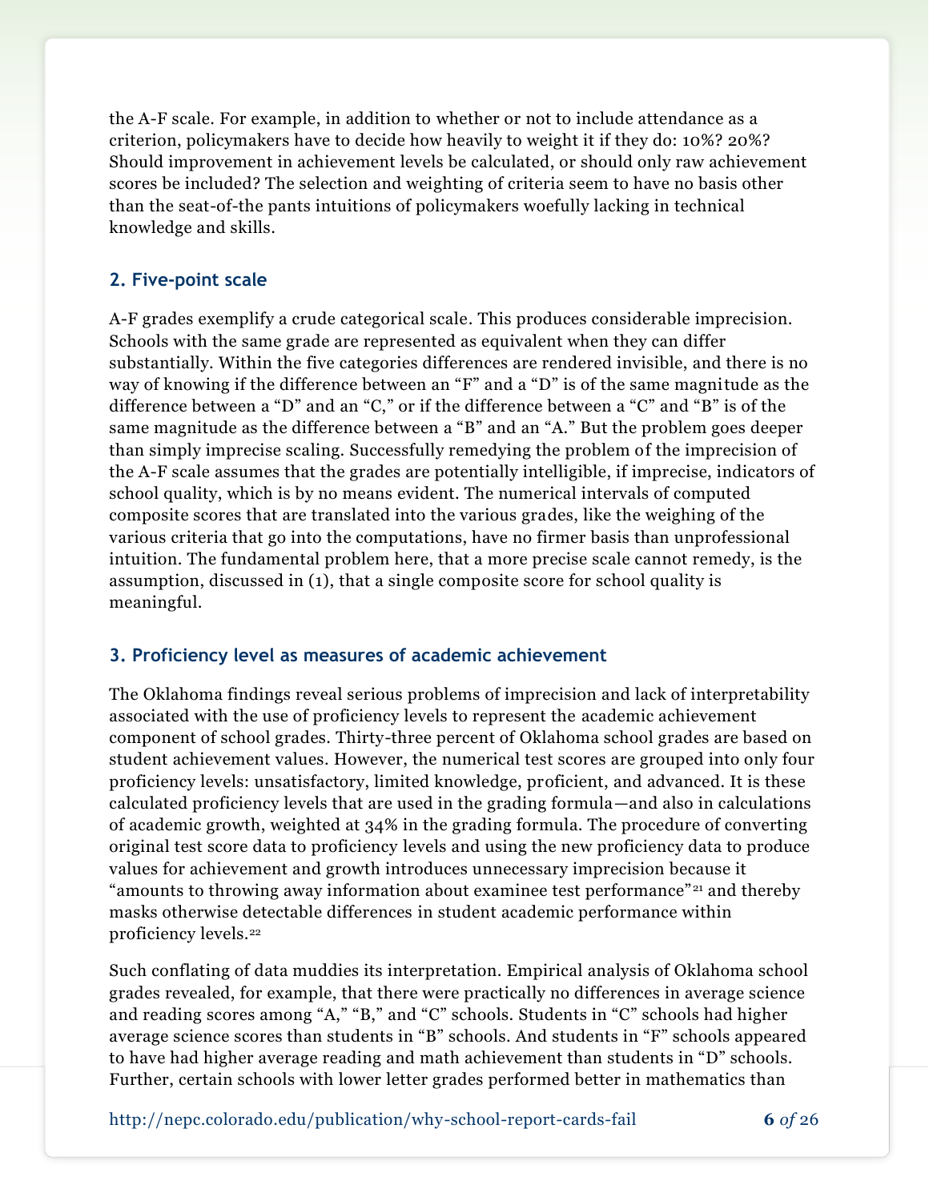the A-F scale. For example, in addition to whether or not to include attendance as a criterion, policymakers have to decide how heavily to weight it if they do: 10%? 20%? Should improvement in achievement levels be calculated, or should only raw achievement scores be included? The selection and weighting of criteria seem to have no basis other than the seat-of-the pants intuitions of policymakers woefully lacking in technical knowledge and skills.

### 2. Five-point scale

A-F grades exemplify a crude categorical scale. This produces considerable imprecision. Schools with the same grade are represented as equivalent when they can differ substantially. Within the five categories differences are rendered invisible, and there is no way of knowing if the difference between an "F" and a "D" is of the same magnitude as the difference between a "D" and an "C," or if the difference between a "C" and "B" is of the same magnitude as the difference between a "B" and an "A." But the problem goes deeper than simply imprecise scaling. Successfully remedying the problem of the imprecision of the A-F scale assumes that the grades are potentially intelligible, if imprecise, indicators of school quality, which is by no means evident. The numerical intervals of computed composite scores that are translated into the various grades, like the weighing of the various criteria that go into the computations, have no firmer basis than unprofessional intuition. The fundamental problem here, that a more precise scale cannot remedy, is the assumption, discussed in (1), that a single composite score for school quality is meaningful.

### 3. Proficiency level as measures of academic achievement

The Oklahoma findings reveal serious problems of imprecision and lack of interpretability associated with the use of proficiency levels to represent the academic achievement component of school grades. Thirty-three percent of Oklahoma school grades are based on student achievement values. However, the numerical test scores are grouped into only four proficiency levels: unsatisfactory, limited knowledge, proficient, and advanced. It is these calculated proficiency levels that are used in the grading formula—and also in calculations of academic growth, weighted at 34% in the grading formula. The procedure of converting original test score data to proficiency levels and using the new proficiency data to produce values for achievement and growth introduces unnecessary imprecision because it "amounts to throwing away information about examinee test performance"[21] and thereby masks otherwise detectable differences in student academic performance within proficiency levels.[22]

Such conflating of data muddies its interpretation. Empirical analysis of Oklahoma school grades revealed, for example, that there were practically no differences in average science and reading scores among "A," "B," and "C" schools. Students in "C" schools had higher average science scores than students in "B" schools. And students in "F" schools appeared to have had higher average reading and math achievement than students in "D" schools. Further, certain schools with lower letter grades performed better in mathematics than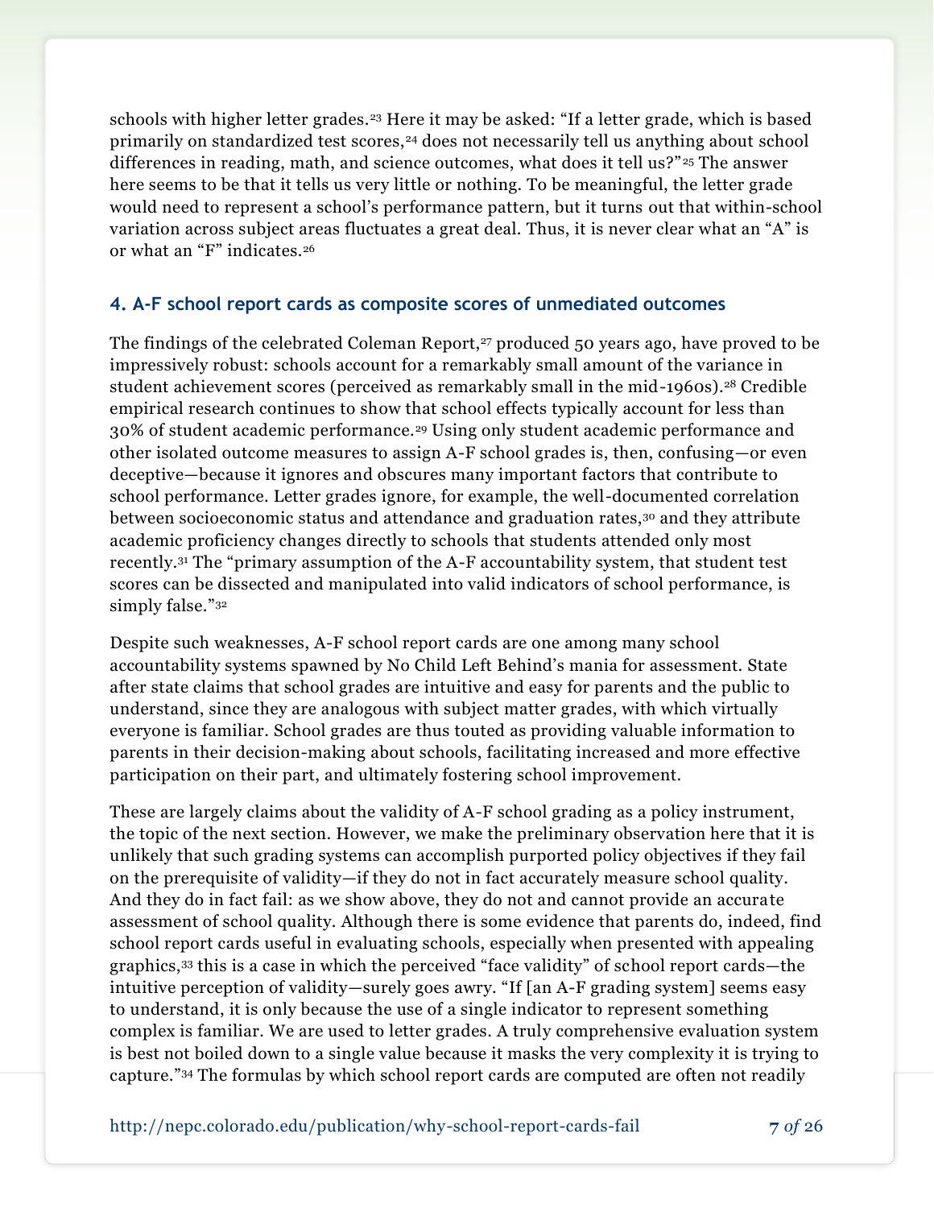schools with higher letter grades.[23] Here it may be asked: "If a letter grade, which is based primarily on standardized test scores,[24] does not necessarily tell us anything about school differences in reading, math, and science outcomes, what does it tell us?"[25] The answer here seems to be that it tells us very little or nothing. To be meaningful, the letter grade would need to represent a school's performance pattern, but it turns out that within-school variation across subject areas fluctuates a great deal. Thus, it is never clear what an "A" is or what an "F" indicates.[26]

### 4. A-F school report cards as composite scores of unmediated outcomes

The findings of the celebrated Coleman Report,[27] produced 50 years ago, have proved to be impressively robust: schools account for a remarkably small amount of the variance in student achievement scores (perceived as remarkably small in the mid-1960s).[28] Credible empirical research continues to show that school effects typically account for less than 30% of student academic performance.[29] Using only student academic performance and other isolated outcome measures to assign A-F school grades is, then, confusing—or even deceptive—because it ignores and obscures many important factors that contribute to school performance. Letter grades ignore, for example, the well-documented correlation between socioeconomic status and attendance and graduation rates,[30] and they attribute academic proficiency changes directly to schools that students attended only most recently.[31] The "primary assumption of the A-F accountability system, that student test scores can be dissected and manipulated into valid indicators of school performance, is simply false."[32]

Despite such weaknesses, A-F school report cards are one among many school accountability systems spawned by No Child Left Behind's mania for assessment. State after state claims that school grades are intuitive and easy for parents and the public to understand, since they are analogous with subject matter grades, with which virtually everyone is familiar. School grades are thus touted as providing valuable information to parents in their decision-making about schools, facilitating increased and more effective participation on their part, and ultimately fostering school improvement.

These are largely claims about the validity of A-F school grading as a policy instrument, the topic of the next section. However, we make the preliminary observation here that it is unlikely that such grading systems can accomplish purported policy objectives if they fail on the prerequisite of validity—if they do not in fact accurately measure school quality. And they do in fact fail: as we show above, they do not and cannot provide an accurate assessment of school quality. Although there is some evidence that parents do, indeed, find school report cards useful in evaluating schools, especially when presented with appealing graphics,[33] this is a case in which the perceived "face validity" of school report cards—the intuitive perception of validity—surely goes awry. "If [an A-F grading system] seems easy to understand, it is only because the use of a single indicator to represent something complex is familiar. We are used to letter grades. A truly comprehensive evaluation system is best not boiled down to a single value because it masks the very complexity it is trying to capture."[34] The formulas by which school report cards are computed are often not readily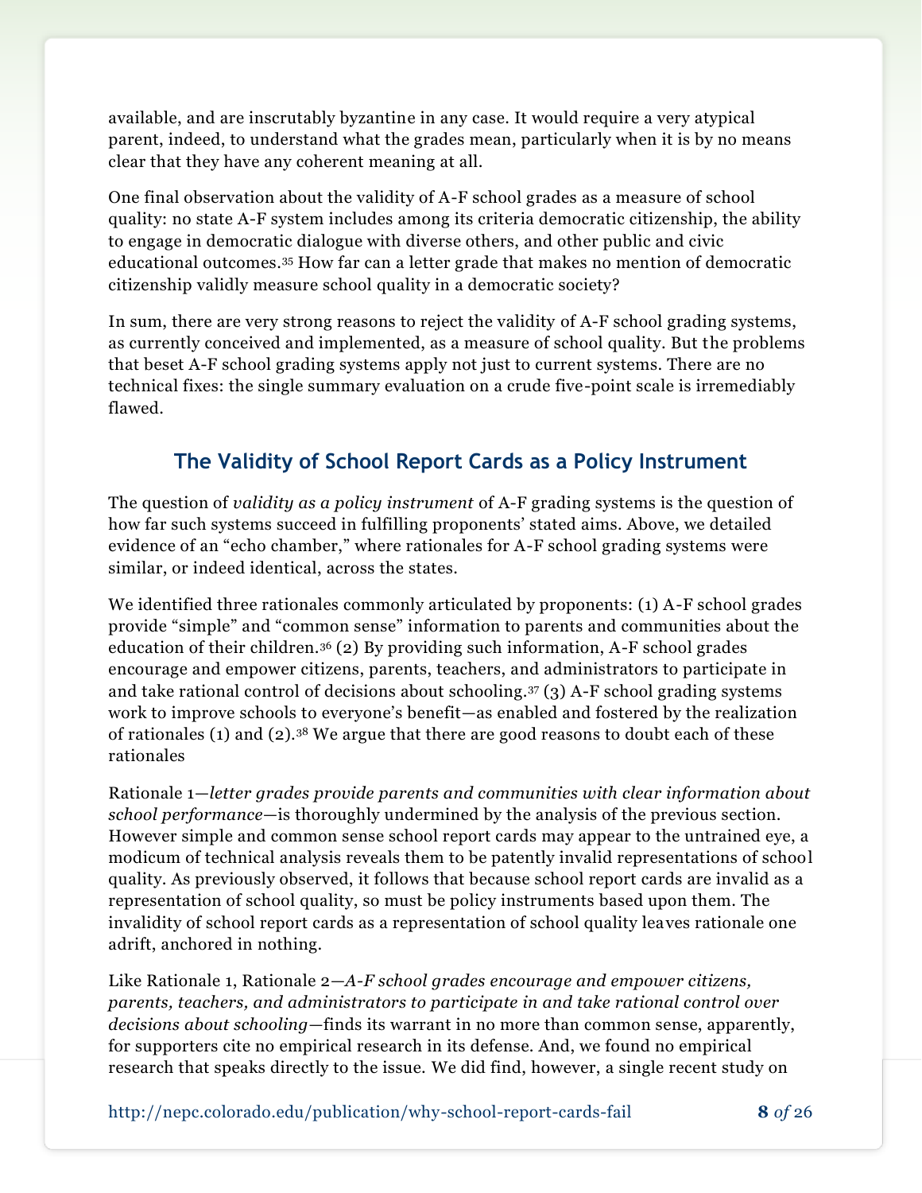available, and are inscrutably byzantine in any case. It would require a very atypical parent, indeed, to understand what the grades mean, particularly when it is by no means clear that they have any coherent meaning at all.

One final observation about the validity of A-F school grades as a measure of school quality: no state A-F system includes among its criteria democratic citizenship, the ability to engage in democratic dialogue with diverse others, and other public and civic educational outcomes.[35] How far can a letter grade that makes no mention of democratic citizenship validly measure school quality in a democratic society?

In sum, there are very strong reasons to reject the validity of A-F school grading systems, as currently conceived and implemented, as a measure of school quality. But the problems that beset A-F school grading systems apply not just to current systems. There are no technical fixes: the single summary evaluation on a crude five-point scale is irremediably flawed.

## The Validity of School Report Cards as a Policy Instrument

The question of *validity as a policy instrument* of A-F grading systems is the question of how far such systems succeed in fulfilling proponents' stated aims. Above, we detailed evidence of an "echo chamber," where rationales for A-F school grading systems were similar, or indeed identical, across the states.

We identified three rationales commonly articulated by proponents: (1) A-F school grades provide "simple" and "common sense" information to parents and communities about the education of their children.[36] (2) By providing such information, A-F school grades encourage and empower citizens, parents, teachers, and administrators to participate in and take rational control of decisions about schooling.[37] (3) A-F school grading systems work to improve schools to everyone's benefit—as enabled and fostered by the realization of rationales (1) and (2).[38] We argue that there are good reasons to doubt each of these rationales

Rationale 1—*letter grades provide parents and communities with clear information about school performance*—is thoroughly undermined by the analysis of the previous section. However simple and common sense school report cards may appear to the untrained eye, a modicum of technical analysis reveals them to be patently invalid representations of school quality. As previously observed, it follows that because school report cards are invalid as a representation of school quality, so must be policy instruments based upon them. The invalidity of school report cards as a representation of school quality leaves rationale one adrift, anchored in nothing.

Like Rationale 1, Rationale 2—*A-F school grades encourage and empower citizens, parents, teachers, and administrators to participate in and take rational control over decisions about schooling*—finds its warrant in no more than common sense, apparently, for supporters cite no empirical research in its defense. And, we found no empirical research that speaks directly to the issue. We did find, however, a single recent study on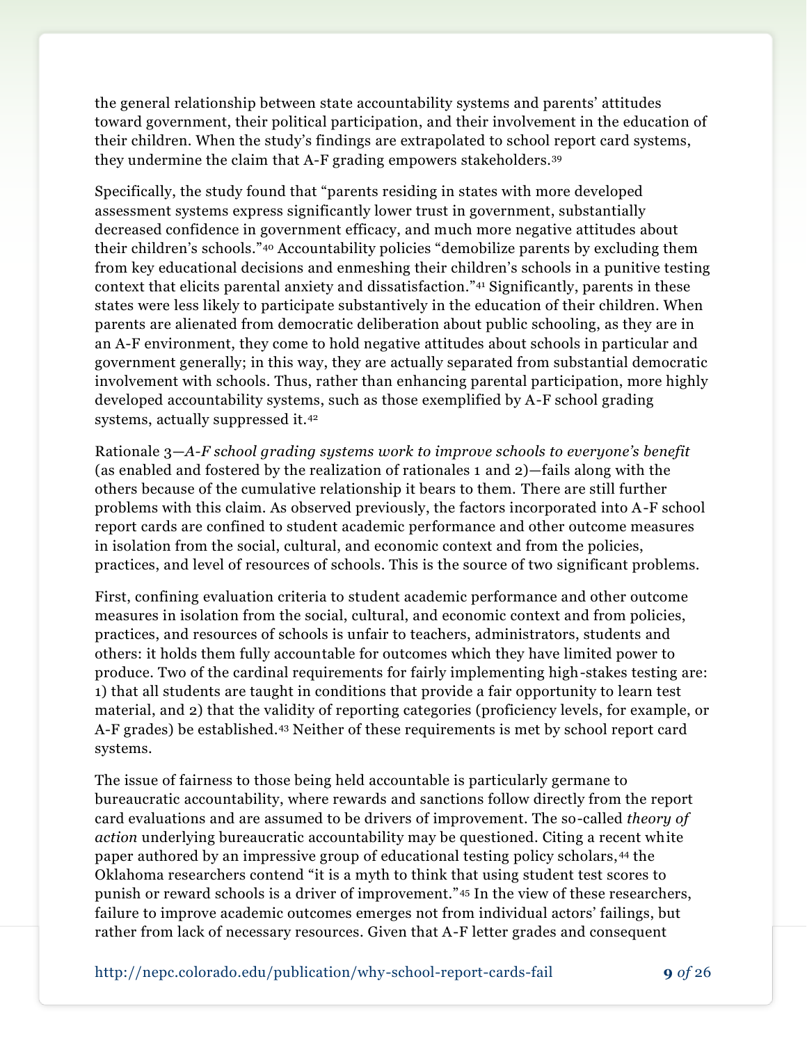the general relationship between state accountability systems and parents' attitudes toward government, their political participation, and their involvement in the education of their children. When the study's findings are extrapolated to school report card systems, they undermine the claim that A-F grading empowers stakeholders.[39]

Specifically, the study found that "parents residing in states with more developed assessment systems express significantly lower trust in government, substantially decreased confidence in government efficacy, and much more negative attitudes about their children's schools."[40] Accountability policies "demobilize parents by excluding them from key educational decisions and enmeshing their children's schools in a punitive testing context that elicits parental anxiety and dissatisfaction."[41] Significantly, parents in these states were less likely to participate substantively in the education of their children. When parents are alienated from democratic deliberation about public schooling, as they are in an A-F environment, they come to hold negative attitudes about schools in particular and government generally; in this way, they are actually separated from substantial democratic involvement with schools. Thus, rather than enhancing parental participation, more highly developed accountability systems, such as those exemplified by A-F school grading systems, actually suppressed it.[42]

Rationale 3—*A-F school grading systems work to improve schools to everyone's benefit* (as enabled and fostered by the realization of rationales 1 and 2)—fails along with the others because of the cumulative relationship it bears to them. There are still further problems with this claim. As observed previously, the factors incorporated into A-F school report cards are confined to student academic performance and other outcome measures in isolation from the social, cultural, and economic context and from the policies, practices, and level of resources of schools. This is the source of two significant problems.

First, confining evaluation criteria to student academic performance and other outcome measures in isolation from the social, cultural, and economic context and from policies, practices, and resources of schools is unfair to teachers, administrators, students and others: it holds them fully accountable for outcomes which they have limited power to produce. Two of the cardinal requirements for fairly implementing high-stakes testing are: 1) that all students are taught in conditions that provide a fair opportunity to learn test material, and 2) that the validity of reporting categories (proficiency levels, for example, or A-F grades) be established.[43] Neither of these requirements is met by school report card systems.

The issue of fairness to those being held accountable is particularly germane to bureaucratic accountability, where rewards and sanctions follow directly from the report card evaluations and are assumed to be drivers of improvement. The so-called *theory of action* underlying bureaucratic accountability may be questioned. Citing a recent white paper authored by an impressive group of educational testing policy scholars,[44] the Oklahoma researchers contend "it is a myth to think that using student test scores to punish or reward schools is a driver of improvement."[45] In the view of these researchers, failure to improve academic outcomes emerges not from individual actors' failings, but rather from lack of necessary resources. Given that A-F letter grades and consequent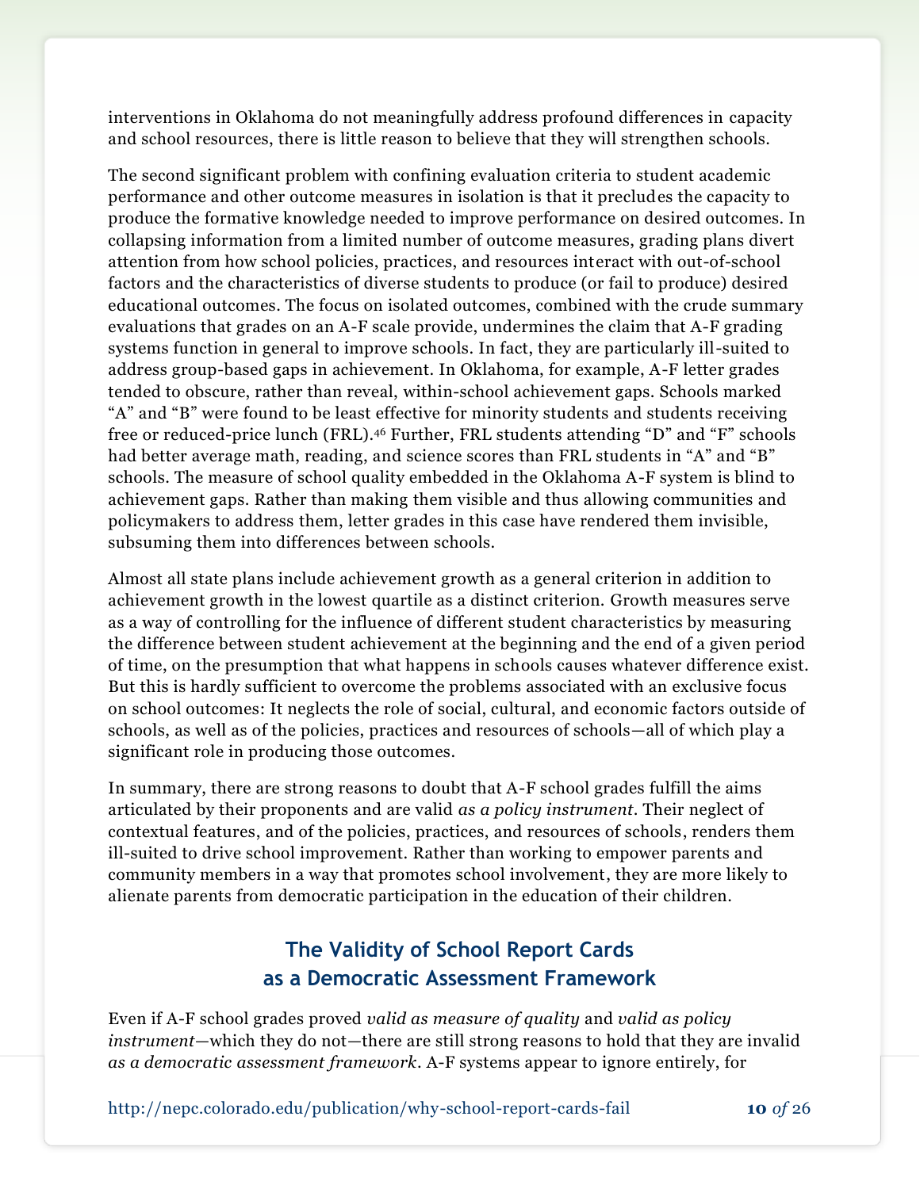interventions in Oklahoma do not meaningfully address profound differences in capacity and school resources, there is little reason to believe that they will strengthen schools.

The second significant problem with confining evaluation criteria to student academic performance and other outcome measures in isolation is that it precludes the capacity to produce the formative knowledge needed to improve performance on desired outcomes. In collapsing information from a limited number of outcome measures, grading plans divert attention from how school policies, practices, and resources interact with out-of-school factors and the characteristics of diverse students to produce (or fail to produce) desired educational outcomes. The focus on isolated outcomes, combined with the crude summary evaluations that grades on an A-F scale provide, undermines the claim that A-F grading systems function in general to improve schools. In fact, they are particularly ill-suited to address group-based gaps in achievement. In Oklahoma, for example, A-F letter grades tended to obscure, rather than reveal, within-school achievement gaps. Schools marked "A" and "B" were found to be least effective for minority students and students receiving free or reduced-price lunch (FRL).[46] Further, FRL students attending "D" and "F" schools had better average math, reading, and science scores than FRL students in "A" and "B" schools. The measure of school quality embedded in the Oklahoma A-F system is blind to achievement gaps. Rather than making them visible and thus allowing communities and policymakers to address them, letter grades in this case have rendered them invisible, subsuming them into differences between schools.

Almost all state plans include achievement growth as a general criterion in addition to achievement growth in the lowest quartile as a distinct criterion. Growth measures serve as a way of controlling for the influence of different student characteristics by measuring the difference between student achievement at the beginning and the end of a given period of time, on the presumption that what happens in schools causes whatever difference exist. But this is hardly sufficient to overcome the problems associated with an exclusive focus on school outcomes: It neglects the role of social, cultural, and economic factors outside of schools, as well as of the policies, practices and resources of schools—all of which play a significant role in producing those outcomes.

In summary, there are strong reasons to doubt that A-F school grades fulfill the aims articulated by their proponents and are valid *as a policy instrument*. Their neglect of contextual features, and of the policies, practices, and resources of schools, renders them ill-suited to drive school improvement. Rather than working to empower parents and community members in a way that promotes school involvement, they are more likely to alienate parents from democratic participation in the education of their children.

## The Validity of School Report Cards as a Democratic Assessment Framework

Even if A-F school grades proved *valid as measure of quality* and *valid as policy instrument*—which they do not—there are still strong reasons to hold that they are invalid *as a democratic assessment framework*. A-F systems appear to ignore entirely, for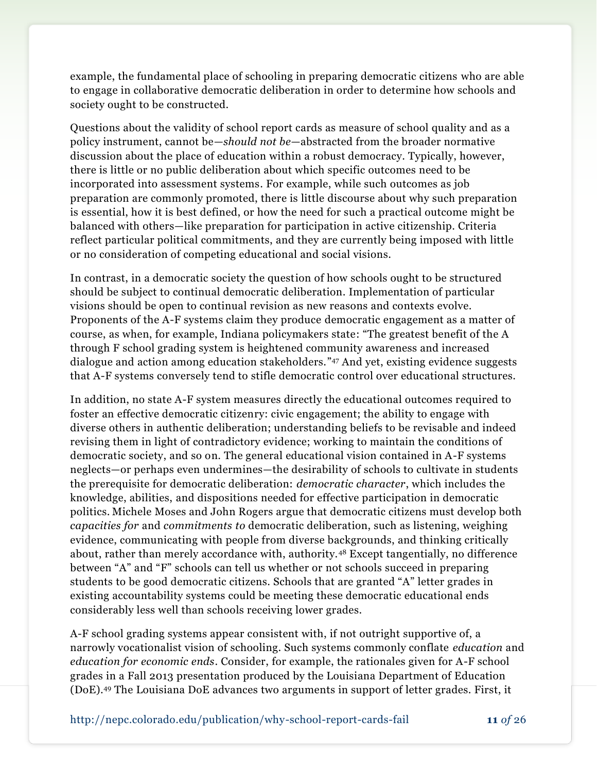example, the fundamental place of schooling in preparing democratic citizens who are able to engage in collaborative democratic deliberation in order to determine how schools and society ought to be constructed.

Questions about the validity of school report cards as measure of school quality and as a policy instrument, cannot be—*should not be*—abstracted from the broader normative discussion about the place of education within a robust democracy. Typically, however, there is little or no public deliberation about which specific outcomes need to be incorporated into assessment systems. For example, while such outcomes as job preparation are commonly promoted, there is little discourse about why such preparation is essential, how it is best defined, or how the need for such a practical outcome might be balanced with others—like preparation for participation in active citizenship. Criteria reflect particular political commitments, and they are currently being imposed with little or no consideration of competing educational and social visions.

In contrast, in a democratic society the question of how schools ought to be structured should be subject to continual democratic deliberation. Implementation of particular visions should be open to continual revision as new reasons and contexts evolve. Proponents of the A-F systems claim they produce democratic engagement as a matter of course, as when, for example, Indiana policymakers state: "The greatest benefit of the A through F school grading system is heightened community awareness and increased dialogue and action among education stakeholders."[47] And yet, existing evidence suggests that A-F systems conversely tend to stifle democratic control over educational structures.

In addition, no state A-F system measures directly the educational outcomes required to foster an effective democratic citizenry: civic engagement; the ability to engage with diverse others in authentic deliberation; understanding beliefs to be revisable and indeed revising them in light of contradictory evidence; working to maintain the conditions of democratic society, and so on. The general educational vision contained in A-F systems neglects—or perhaps even undermines—the desirability of schools to cultivate in students the prerequisite for democratic deliberation: *democratic character*, which includes the knowledge, abilities, and dispositions needed for effective participation in democratic politics. Michele Moses and John Rogers argue that democratic citizens must develop both *capacities for* and *commitments to* democratic deliberation, such as listening, weighing evidence, communicating with people from diverse backgrounds, and thinking critically about, rather than merely accordance with, authority.[48] Except tangentially, no difference between "A" and "F" schools can tell us whether or not schools succeed in preparing students to be good democratic citizens. Schools that are granted "A" letter grades in existing accountability systems could be meeting these democratic educational ends considerably less well than schools receiving lower grades.

A-F school grading systems appear consistent with, if not outright supportive of, a narrowly vocationalist vision of schooling. Such systems commonly conflate *education* and *education for economic ends*. Consider, for example, the rationales given for A-F school grades in a Fall 2013 presentation produced by the Louisiana Department of Education (DoE).[49] The Louisiana DoE advances two arguments in support of letter grades. First, it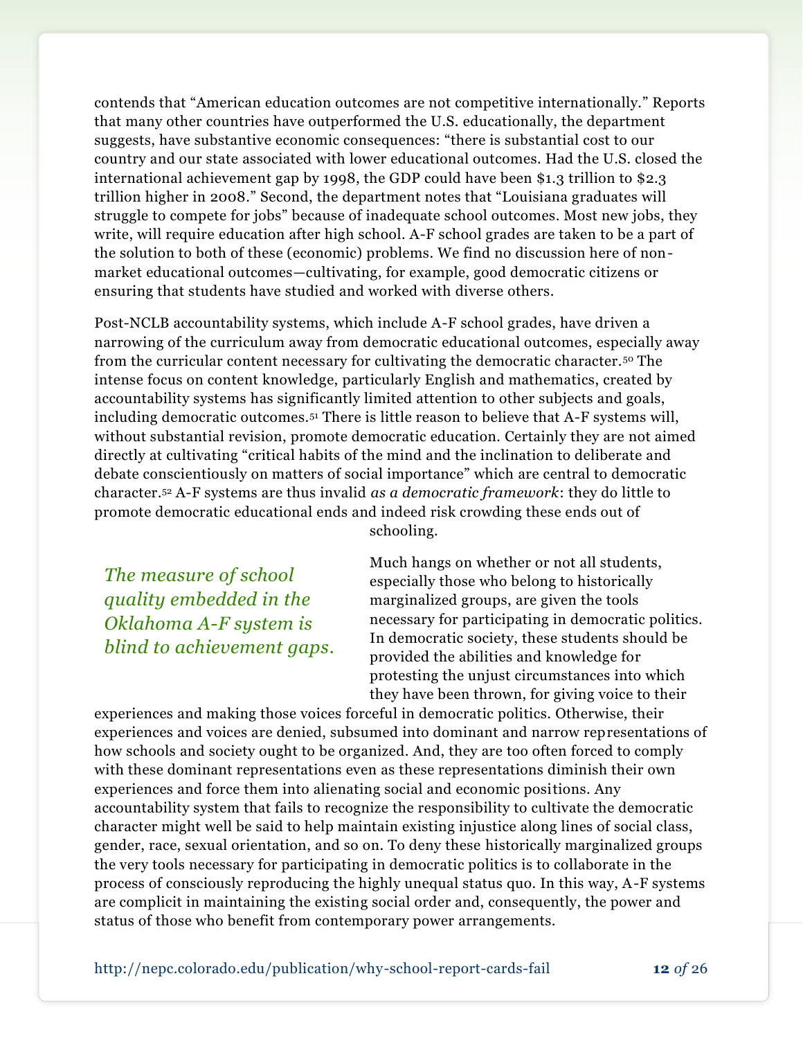contends that "American education outcomes are not competitive internationally." Reports that many other countries have outperformed the U.S. educationally, the department suggests, have substantive economic consequences: "there is substantial cost to our country and our state associated with lower educational outcomes. Had the U.S. closed the international achievement gap by 1998, the GDP could have been $1.3 trillion to $2.3 trillion higher in 2008." Second, the department notes that "Louisiana graduates will struggle to compete for jobs" because of inadequate school outcomes. Most new jobs, they write, will require education after high school. A-F school grades are taken to be a part of the solution to both of these (economic) problems. We find no discussion here of non-market educational outcomes—cultivating, for example, good democratic citizens or ensuring that students have studied and worked with diverse others.

Post-NCLB accountability systems, which include A-F school grades, have driven a narrowing of the curriculum away from democratic educational outcomes, especially away from the curricular content necessary for cultivating the democratic character.[50] The intense focus on content knowledge, particularly English and mathematics, created by accountability systems has significantly limited attention to other subjects and goals, including democratic outcomes.[51] There is little reason to believe that A-F systems will, without substantial revision, promote democratic education. Certainly they are not aimed directly at cultivating "critical habits of the mind and the inclination to deliberate and debate conscientiously on matters of social importance" which are central to democratic character.[52] A-F systems are thus invalid *as a democratic framework*: they do little to promote democratic educational ends and indeed risk crowding these ends out of schooling.

*The measure of school quality embedded in the Oklahoma A-F system is blind to achievement gaps.*

Much hangs on whether or not all students, especially those who belong to historically marginalized groups, are given the tools necessary for participating in democratic politics. In democratic society, these students should be provided the abilities and knowledge for protesting the unjust circumstances into which they have been thrown, for giving voice to their experiences and making those voices forceful in democratic politics. Otherwise, their experiences and voices are denied, subsumed into dominant and narrow representations of how schools and society ought to be organized. And, they are too often forced to comply with these dominant representations even as these representations diminish their own experiences and force them into alienating social and economic positions. Any accountability system that fails to recognize the responsibility to cultivate the democratic character might well be said to help maintain existing injustice along lines of social class, gender, race, sexual orientation, and so on. To deny these historically marginalized groups the very tools necessary for participating in democratic politics is to collaborate in the process of consciously reproducing the highly unequal status quo. In this way, A-F systems are complicit in maintaining the existing social order and, consequently, the power and status of those who benefit from contemporary power arrangements.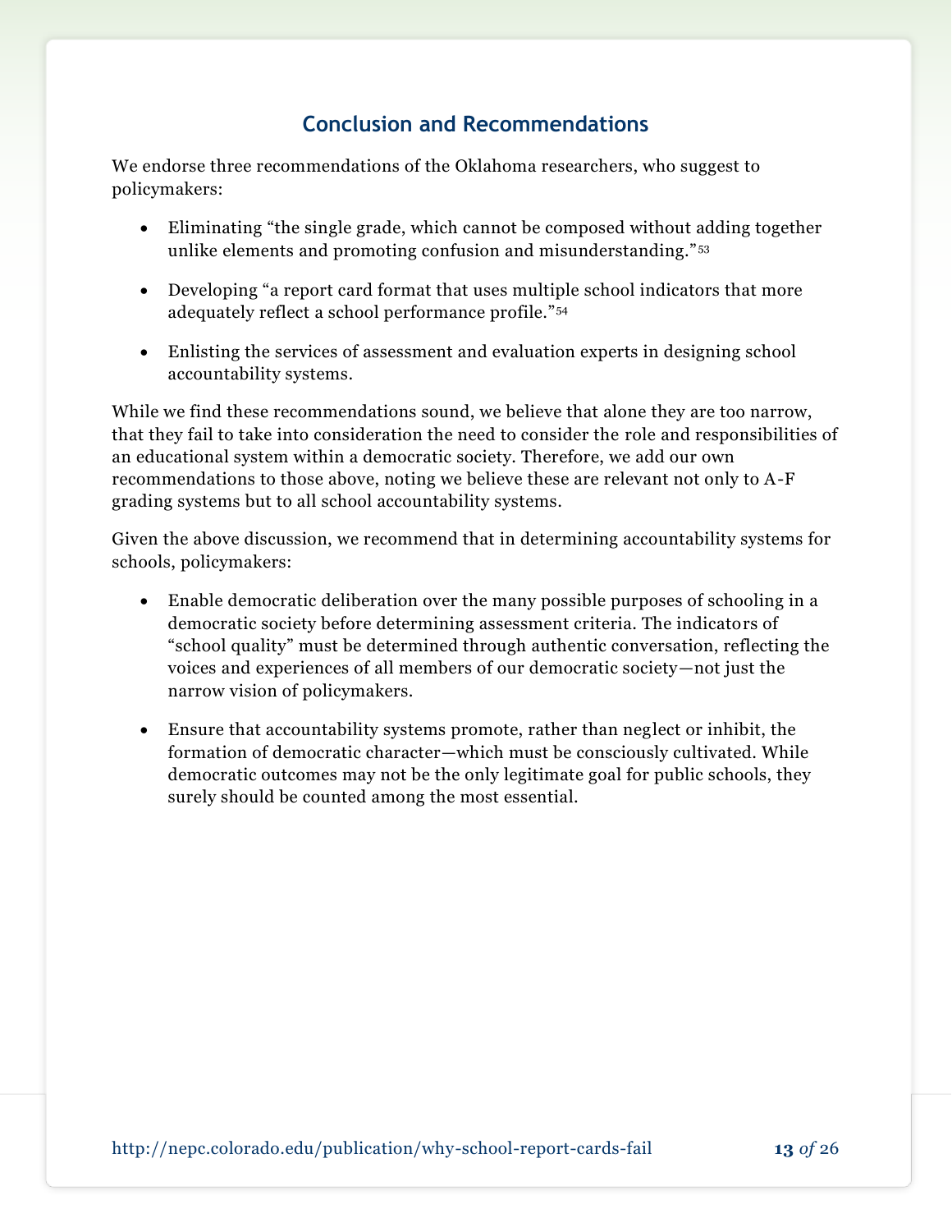## Conclusion and Recommendations

We endorse three recommendations of the Oklahoma researchers, who suggest to policymakers:

- Eliminating "the single grade, which cannot be composed without adding together unlike elements and promoting confusion and misunderstanding."[53]
- Developing "a report card format that uses multiple school indicators that more adequately reflect a school performance profile."[54]
- Enlisting the services of assessment and evaluation experts in designing school accountability systems.

While we find these recommendations sound, we believe that alone they are too narrow, that they fail to take into consideration the need to consider the role and responsibilities of an educational system within a democratic society. Therefore, we add our own recommendations to those above, noting we believe these are relevant not only to A-F grading systems but to all school accountability systems.

Given the above discussion, we recommend that in determining accountability systems for schools, policymakers:

- Enable democratic deliberation over the many possible purposes of schooling in a democratic society before determining assessment criteria. The indicators of "school quality" must be determined through authentic conversation, reflecting the voices and experiences of all members of our democratic society—not just the narrow vision of policymakers.
- Ensure that accountability systems promote, rather than neglect or inhibit, the formation of democratic character—which must be consciously cultivated. While democratic outcomes may not be the only legitimate goal for public schools, they surely should be counted among the most essential.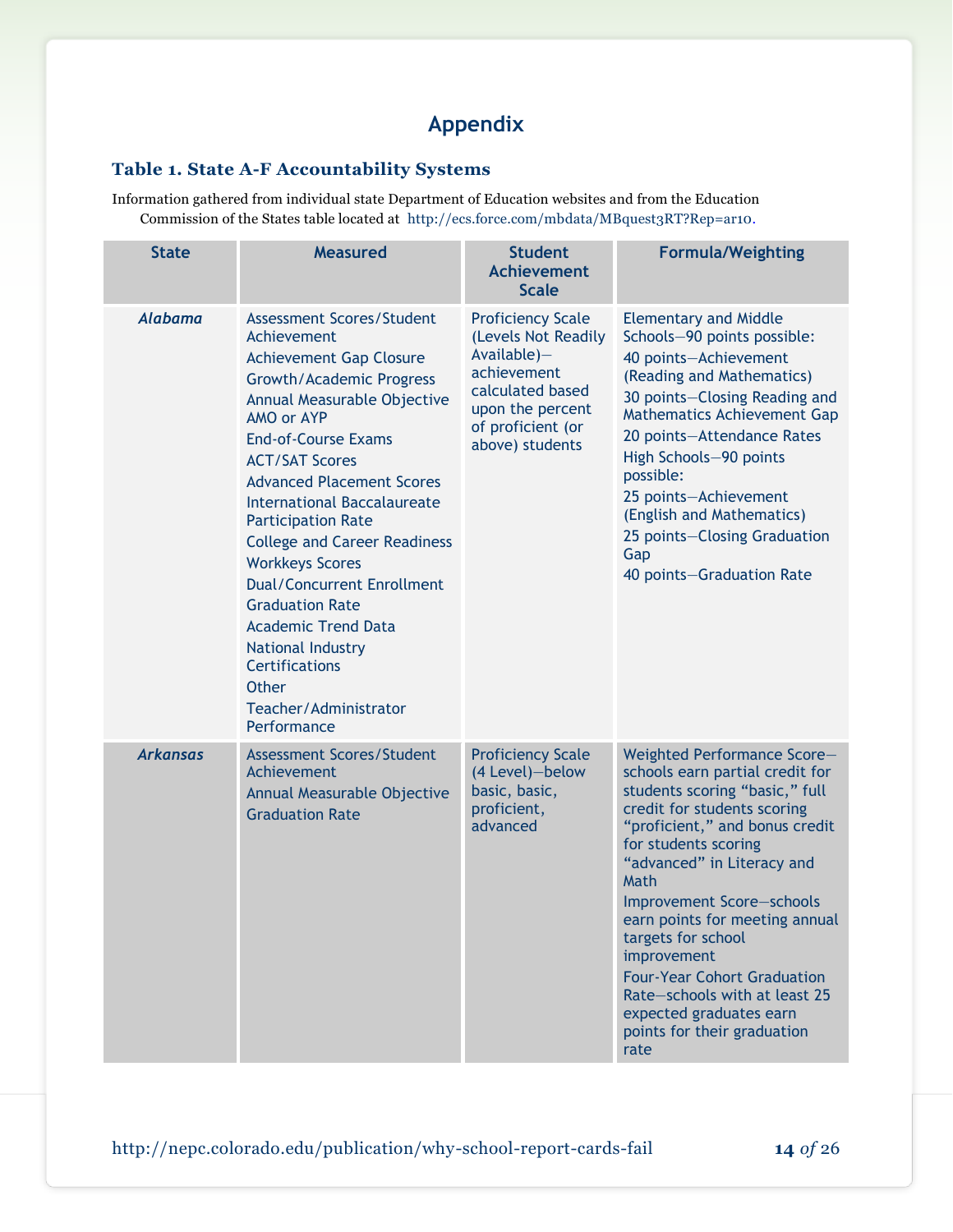# Appendix

### Table 1. State A-F Accountability Systems

Information gathered from individual state Department of Education websites and from the Education Commission of the States table located at http://ecs.force.com/mbdata/MBquest3RT?Rep=ar10.

| State | Measured | Student Achievement Scale | Formula/Weighting |
|---|---|---|---|
| *Alabama* | Assessment Scores/Student Achievement<br>Achievement Gap Closure<br>Growth/Academic Progress<br>Annual Measurable Objective AMO or AYP<br>End-of-Course Exams<br>ACT/SAT Scores<br>Advanced Placement Scores<br>International Baccalaureate Participation Rate<br>College and Career Readiness<br>Workkeys Scores<br>Dual/Concurrent Enrollment<br>Graduation Rate<br>Academic Trend Data<br>National Industry Certifications<br>Other<br>Teacher/Administrator Performance | Proficiency Scale (Levels Not Readily Available)—achievement calculated based upon the percent of proficient (or above) students | Elementary and Middle Schools—90 points possible:<br>40 points—Achievement (Reading and Mathematics)<br>30 points—Closing Reading and Mathematics Achievement Gap<br>20 points—Attendance Rates<br>High Schools—90 points possible:<br>25 points—Achievement (English and Mathematics)<br>25 points—Closing Graduation Gap<br>40 points—Graduation Rate |
| *Arkansas* | Assessment Scores/Student Achievement<br>Annual Measurable Objective<br>Graduation Rate | Proficiency Scale (4 Level)—below basic, basic, proficient, advanced | Weighted Performance Score—schools earn partial credit for students scoring "basic," full credit for students scoring "proficient," and bonus credit for students scoring "advanced" in Literacy and Math<br>Improvement Score—schools earn points for meeting annual targets for school improvement<br>Four-Year Cohort Graduation Rate—schools with at least 25 expected graduates earn points for their graduation rate |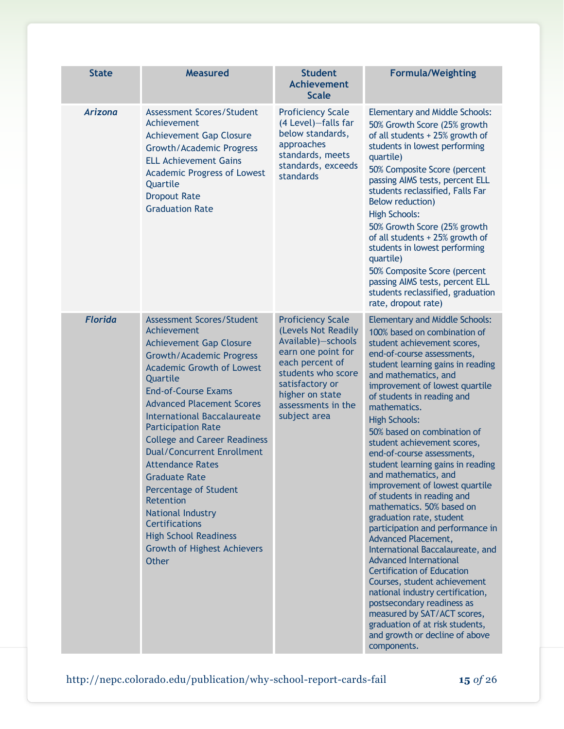| State | Measured | Student Achievement Scale | Formula/Weighting |
| --- | --- | --- | --- |
| ***Arizona*** | Assessment Scores/Student Achievement<br>Achievement Gap Closure<br>Growth/Academic Progress<br>ELL Achievement Gains<br>Academic Progress of Lowest Quartile<br>Dropout Rate<br>Graduation Rate | Proficiency Scale (4 Level)—falls far below standards, approaches standards, meets standards, exceeds standards | Elementary and Middle Schools:<br>50% Growth Score (25% growth of all students + 25% growth of students in lowest performing quartile)<br>50% Composite Score (percent passing AIMS tests, percent ELL students reclassified, Falls Far Below reduction)<br>High Schools:<br>50% Growth Score (25% growth of all students + 25% growth of students in lowest performing quartile)<br>50% Composite Score (percent passing AIMS tests, percent ELL students reclassified, graduation rate, dropout rate) |
| ***Florida*** | Assessment Scores/Student Achievement<br>Achievement Gap Closure<br>Growth/Academic Progress<br>Academic Growth of Lowest Quartile<br>End-of-Course Exams<br>Advanced Placement Scores<br>International Baccalaureate Participation Rate<br>College and Career Readiness<br>Dual/Concurrent Enrollment<br>Attendance Rates<br>Graduate Rate<br>Percentage of Student Retention<br>National Industry Certifications<br>High School Readiness<br>Growth of Highest Achievers<br>Other | Proficiency Scale (Levels Not Readily Available)—schools earn one point for each percent of students who score satisfactory or higher on state assessments in the subject area | Elementary and Middle Schools:<br>100% based on combination of student achievement scores, end-of-course assessments, student learning gains in reading and mathematics, and improvement of lowest quartile of students in reading and mathematics.<br>High Schools:<br>50% based on combination of student achievement scores, end-of-course assessments, student learning gains in reading and mathematics, and improvement of lowest quartile of students in reading and mathematics. 50% based on graduation rate, student participation and performance in Advanced Placement, International Baccalaureate, and Advanced International Certification of Education Courses, student achievement national industry certification, postsecondary readiness as measured by SAT/ACT scores, graduation of at risk students, and growth or decline of above components. |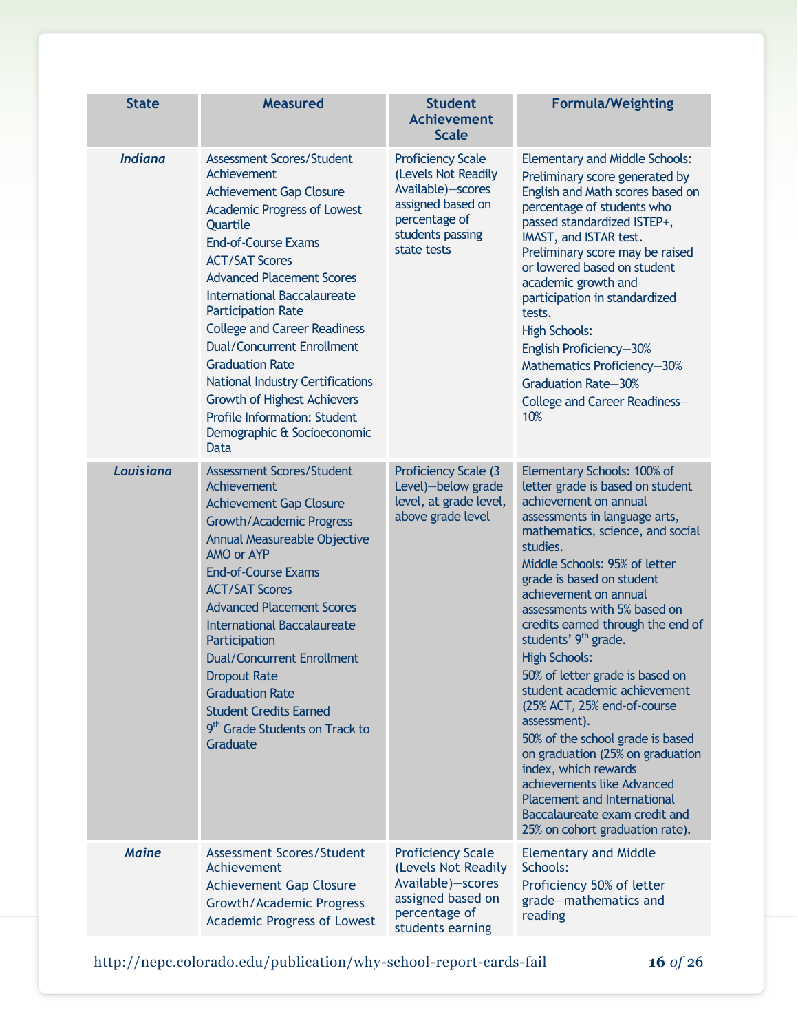| State | Measured | Student Achievement Scale | Formula/Weighting |
|---|---|---|---|
| *Indiana* | Assessment Scores/Student Achievement<br>Achievement Gap Closure<br>Academic Progress of Lowest Quartile<br>End-of-Course Exams<br>ACT/SAT Scores<br>Advanced Placement Scores<br>International Baccalaureate Participation Rate<br>College and Career Readiness<br>Dual/Concurrent Enrollment<br>Graduation Rate<br>National Industry Certifications<br>Growth of Highest Achievers<br>Profile Information: Student Demographic & Socioeconomic Data | Proficiency Scale (Levels Not Readily Available)—scores assigned based on percentage of students passing state tests | Elementary and Middle Schools:<br>Preliminary score generated by English and Math scores based on percentage of students who passed standardized ISTEP+, IMAST, and ISTAR test. Preliminary score may be raised or lowered based on student academic growth and participation in standardized tests.<br>High Schools:<br>English Proficiency—30%<br>Mathematics Proficiency—30%<br>Graduation Rate—30%<br>College and Career Readiness—10% |
| *Louisiana* | Assessment Scores/Student Achievement<br>Achievement Gap Closure<br>Growth/Academic Progress<br>Annual Measureable Objective AMO or AYP<br>End-of-Course Exams<br>ACT/SAT Scores<br>Advanced Placement Scores<br>International Baccalaureate Participation<br>Dual/Concurrent Enrollment<br>Dropout Rate<br>Graduation Rate<br>Student Credits Earned<br>9th Grade Students on Track to Graduate | Proficiency Scale (3 Level)—below grade level, at grade level, above grade level | Elementary Schools: 100% of letter grade is based on student achievement on annual assessments in language arts, mathematics, science, and social studies.<br>Middle Schools: 95% of letter grade is based on student achievement on annual assessments with 5% based on credits earned through the end of students' 9th grade.<br>High Schools:<br>50% of letter grade is based on student academic achievement (25% ACT, 25% end-of-course assessment).<br>50% of the school grade is based on graduation (25% on graduation index, which rewards achievements like Advanced Placement and International Baccalaureate exam credit and 25% on cohort graduation rate). |
| *Maine* | Assessment Scores/Student Achievement<br>Achievement Gap Closure<br>Growth/Academic Progress<br>Academic Progress of Lowest | Proficiency Scale (Levels Not Readily Available)—scores assigned based on percentage of students earning | Elementary and Middle Schools:<br>Proficiency 50% of letter grade—mathematics and reading |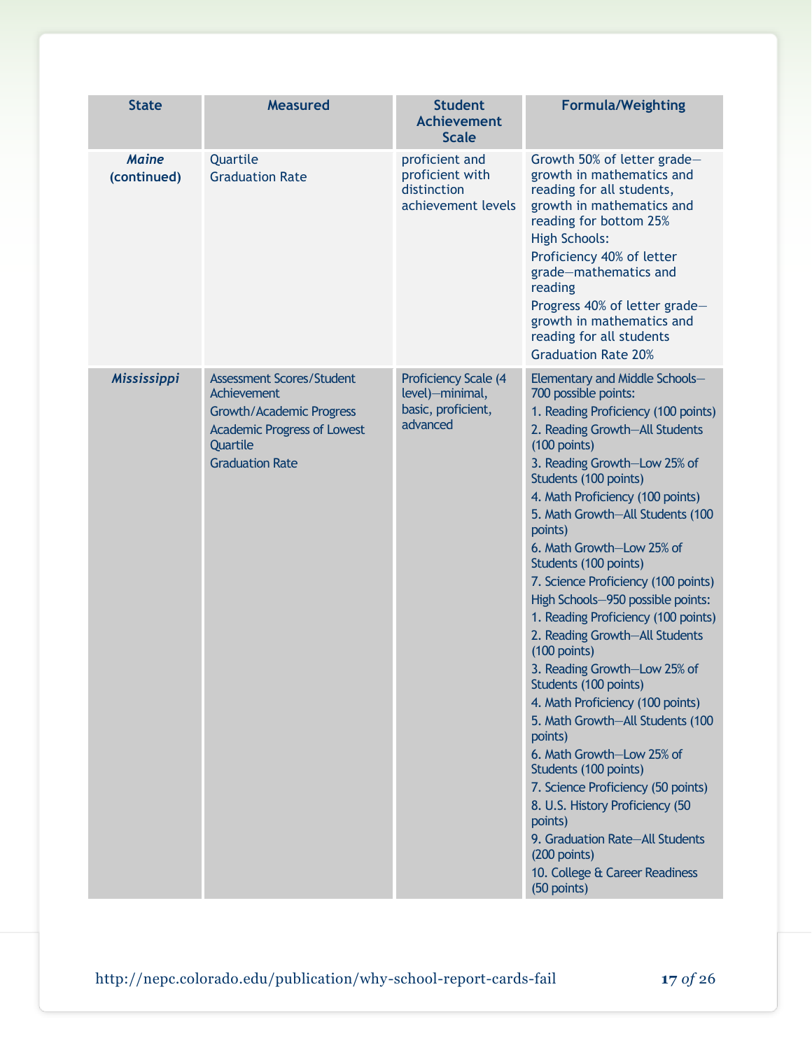| State | Measured | Student Achievement Scale | Formula/Weighting |
|---|---|---|---|
| ***Maine* (continued)** | Quartile<br>Graduation Rate | proficient and proficient with distinction achievement levels | Growth 50% of letter grade—growth in mathematics and reading for all students, growth in mathematics and reading for bottom 25%<br>High Schools:<br>Proficiency 40% of letter grade—mathematics and reading<br>Progress 40% of letter grade—growth in mathematics and reading for all students<br>Graduation Rate 20% |
| ***Mississippi*** | Assessment Scores/Student Achievement<br>Growth/Academic Progress<br>Academic Progress of Lowest Quartile<br>Graduation Rate | Proficiency Scale (4 level)—minimal, basic, proficient, advanced | Elementary and Middle Schools—700 possible points:<br>1. Reading Proficiency (100 points)<br>2. Reading Growth—All Students (100 points)<br>3. Reading Growth—Low 25% of Students (100 points)<br>4. Math Proficiency (100 points)<br>5. Math Growth—All Students (100 points)<br>6. Math Growth—Low 25% of Students (100 points)<br>7. Science Proficiency (100 points)<br>High Schools—950 possible points:<br>1. Reading Proficiency (100 points)<br>2. Reading Growth—All Students (100 points)<br>3. Reading Growth—Low 25% of Students (100 points)<br>4. Math Proficiency (100 points)<br>5. Math Growth—All Students (100 points)<br>6. Math Growth—Low 25% of Students (100 points)<br>7. Science Proficiency (50 points)<br>8. U.S. History Proficiency (50 points)<br>9. Graduation Rate—All Students (200 points)<br>10. College & Career Readiness (50 points) |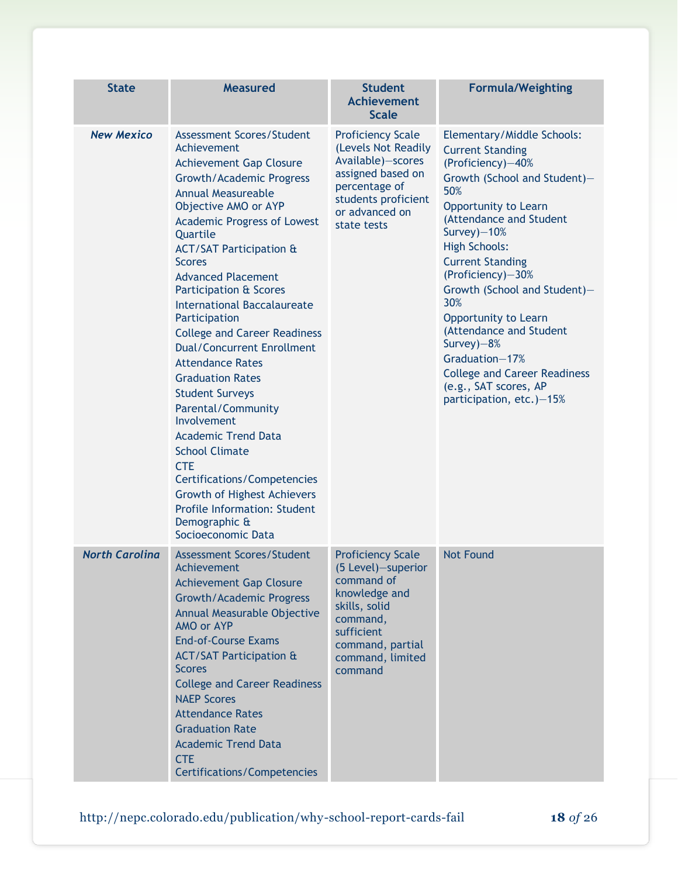| State | Measured | Student Achievement Scale | Formula/Weighting |
|---|---|---|---|
| ***New Mexico*** | Assessment Scores/Student Achievement<br>Achievement Gap Closure<br>Growth/Academic Progress<br>Annual Measureable Objective AMO or AYP<br>Academic Progress of Lowest Quartile<br>ACT/SAT Participation & Scores<br>Advanced Placement Participation & Scores<br>International Baccalaureate Participation<br>College and Career Readiness<br>Dual/Concurrent Enrollment<br>Attendance Rates<br>Graduation Rates<br>Student Surveys<br>Parental/Community Involvement<br>Academic Trend Data<br>School Climate<br>CTE Certifications/Competencies<br>Growth of Highest Achievers<br>Profile Information: Student Demographic & Socioeconomic Data | Proficiency Scale (Levels Not Readily Available)—scores assigned based on percentage of students proficient or advanced on state tests | Elementary/Middle Schools:<br>Current Standing (Proficiency)—40%<br>Growth (School and Student)—50%<br>Opportunity to Learn (Attendance and Student Survey)—10%<br>High Schools:<br>Current Standing (Proficiency)—30%<br>Growth (School and Student)—30%<br>Opportunity to Learn (Attendance and Student Survey)—8%<br>Graduation—17%<br>College and Career Readiness (e.g., SAT scores, AP participation, etc.)—15% |
| ***North Carolina*** | Assessment Scores/Student Achievement<br>Achievement Gap Closure<br>Growth/Academic Progress<br>Annual Measurable Objective AMO or AYP<br>End-of-Course Exams<br>ACT/SAT Participation & Scores<br>College and Career Readiness<br>NAEP Scores<br>Attendance Rates<br>Graduation Rate<br>Academic Trend Data<br>CTE Certifications/Competencies | Proficiency Scale (5 Level)—superior command of knowledge and skills, solid command, sufficient command, partial command, limited command | Not Found |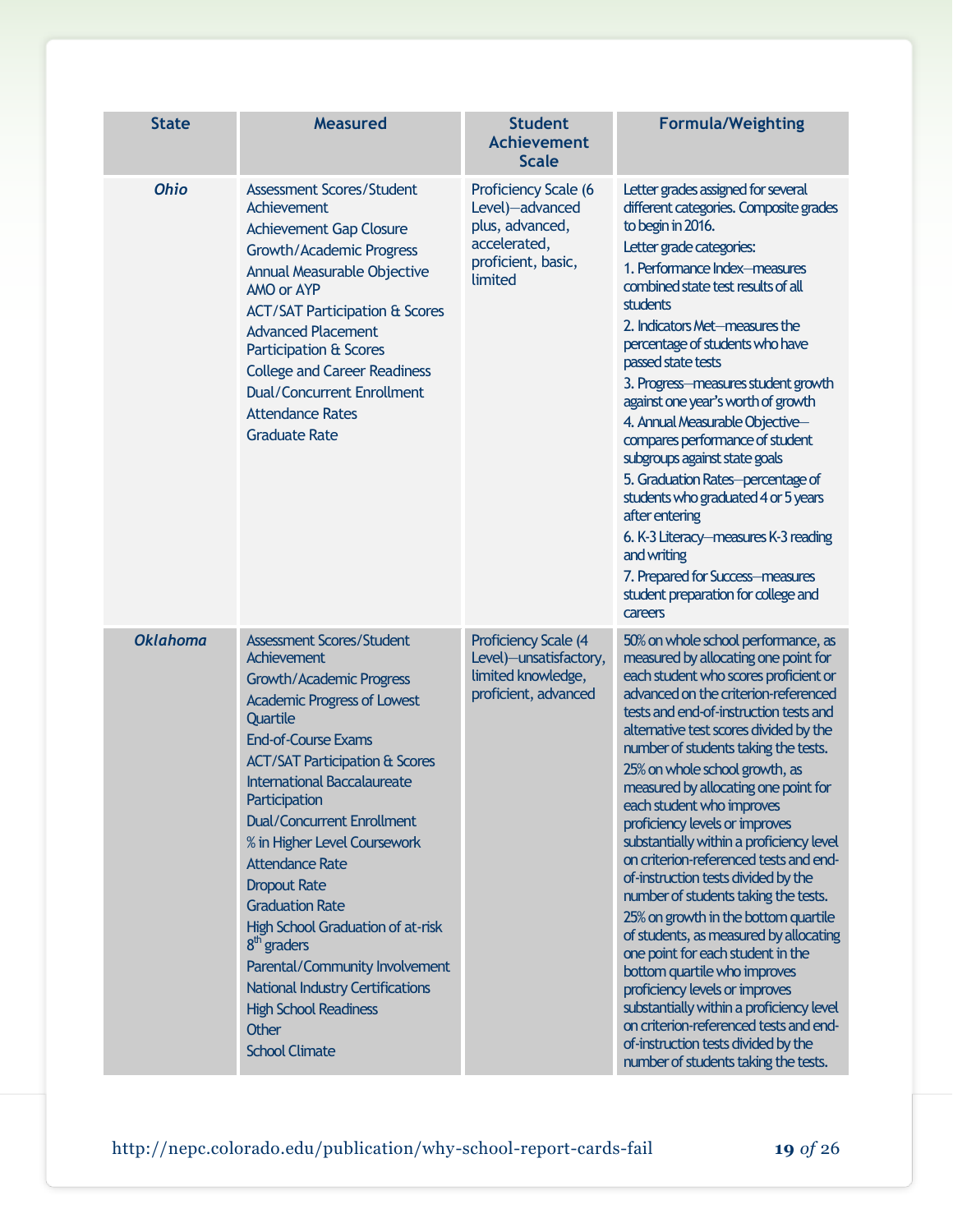| State | Measured | Student Achievement Scale | Formula/Weighting |
|---|---|---|---|
| ***Ohio*** | Assessment Scores/Student Achievement<br>Achievement Gap Closure<br>Growth/Academic Progress<br>Annual Measurable Objective AMO or AYP<br>ACT/SAT Participation & Scores<br>Advanced Placement Participation & Scores<br>College and Career Readiness<br>Dual/Concurrent Enrollment<br>Attendance Rates<br>Graduate Rate | Proficiency Scale (6 Level)—advanced plus, advanced, accelerated, proficient, basic, limited | Letter grades assigned for several different categories. Composite grades to begin in 2016.<br>Letter grade categories:<br>1. Performance Index—measures combined state test results of all students<br>2. Indicators Met—measures the percentage of students who have passed state tests<br>3. Progress—measures student growth against one year's worth of growth<br>4. Annual Measurable Objective—compares performance of student subgroups against state goals<br>5. Graduation Rates—percentage of students who graduated 4 or 5 years after entering<br>6. K-3 Literacy—measures K-3 reading and writing<br>7. Prepared for Success—measures student preparation for college and careers |
| ***Oklahoma*** | Assessment Scores/Student Achievement<br>Growth/Academic Progress<br>Academic Progress of Lowest Quartile<br>End-of-Course Exams<br>ACT/SAT Participation & Scores<br>International Baccalaureate Participation<br>Dual/Concurrent Enrollment<br>% in Higher Level Coursework<br>Attendance Rate<br>Dropout Rate<br>Graduation Rate<br>High School Graduation of at-risk 8th graders<br>Parental/Community Involvement<br>National Industry Certifications<br>High School Readiness<br>Other<br>School Climate | Proficiency Scale (4 Level)—unsatisfactory, limited knowledge, proficient, advanced | 50% on whole school performance, as measured by allocating one point for each student who scores proficient or advanced on the criterion-referenced tests and end-of-instruction tests and alternative test scores divided by the number of students taking the tests.<br>25% on whole school growth, as measured by allocating one point for each student who improves proficiency levels or improves substantially within a proficiency level on criterion-referenced tests and end-of-instruction tests divided by the number of students taking the tests.<br>25% on growth in the bottom quartile of students, as measured by allocating one point for each student in the bottom quartile who improves proficiency levels or improves substantially within a proficiency level on criterion-referenced tests and end-of-instruction tests divided by the number of students taking the tests. |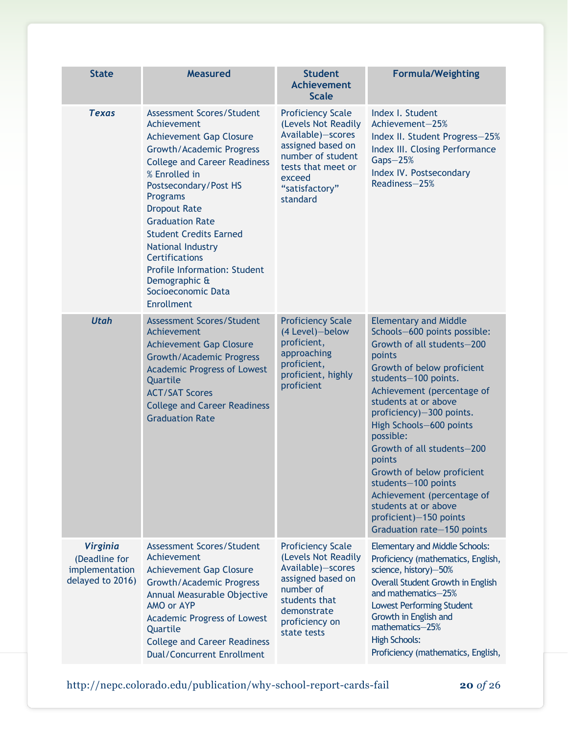| State | Measured | Student Achievement Scale | Formula/Weighting |
|---|---|---|---|
| ***Texas*** | Assessment Scores/Student Achievement<br>Achievement Gap Closure<br>Growth/Academic Progress<br>College and Career Readiness<br>% Enrolled in Postsecondary/Post HS Programs<br>Dropout Rate<br>Graduation Rate<br>Student Credits Earned<br>National Industry Certifications<br>Profile Information: Student Demographic & Socioeconomic Data<br>Enrollment | Proficiency Scale (Levels Not Readily Available)—scores assigned based on number of student tests that meet or exceed "satisfactory" standard | Index I. Student Achievement—25%<br>Index II. Student Progress—25%<br>Index III. Closing Performance Gaps—25%<br>Index IV. Postsecondary Readiness—25% |
| ***Utah*** | Assessment Scores/Student Achievement<br>Achievement Gap Closure<br>Growth/Academic Progress<br>Academic Progress of Lowest Quartile<br>ACT/SAT Scores<br>College and Career Readiness<br>Graduation Rate | Proficiency Scale (4 Level)—below proficient, approaching proficient, proficient, highly proficient | Elementary and Middle Schools—600 points possible:<br>Growth of all students—200 points<br>Growth of below proficient students—100 points.<br>Achievement (percentage of students at or above proficiency)—300 points.<br>High Schools—600 points possible:<br>Growth of all students—200 points<br>Growth of below proficient students—100 points<br>Achievement (percentage of students at or above proficient)—150 points<br>Graduation rate—150 points |
| ***Virginia*** (Deadline for implementation delayed to 2016) | Assessment Scores/Student Achievement<br>Achievement Gap Closure<br>Growth/Academic Progress<br>Annual Measurable Objective AMO or AYP<br>Academic Progress of Lowest Quartile<br>College and Career Readiness<br>Dual/Concurrent Enrollment | Proficiency Scale (Levels Not Readily Available)—scores assigned based on number of students that demonstrate proficiency on state tests | Elementary and Middle Schools:<br>Proficiency (mathematics, English, science, history)—50%<br>Overall Student Growth in English and mathematics—25%<br>Lowest Performing Student Growth in English and mathematics—25%<br>High Schools:<br>Proficiency (mathematics, English, |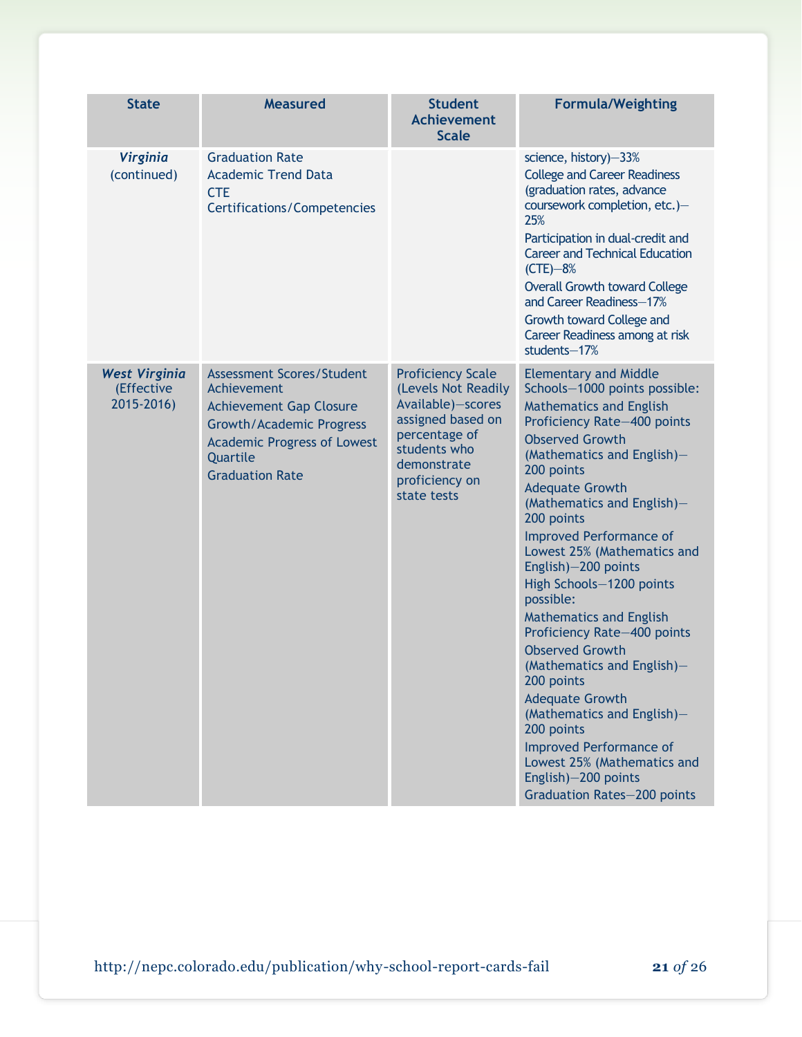| State | Measured | Student Achievement Scale | Formula/Weighting |
|---|---|---|---|
| ***Virginia*** (continued) | Graduation Rate<br>Academic Trend Data<br>CTE Certifications/Competencies | | science, history)—33%<br>College and Career Readiness (graduation rates, advance coursework completion, etc.)—25%<br>Participation in dual-credit and Career and Technical Education (CTE)—8%<br>Overall Growth toward College and Career Readiness—17%<br>Growth toward College and Career Readiness among at risk students—17% |
| ***West Virginia*** (Effective 2015-2016) | Assessment Scores/Student Achievement<br>Achievement Gap Closure<br>Growth/Academic Progress<br>Academic Progress of Lowest Quartile<br>Graduation Rate | Proficiency Scale (Levels Not Readily Available)—scores assigned based on percentage of students who demonstrate proficiency on state tests | Elementary and Middle Schools—1000 points possible:<br>Mathematics and English Proficiency Rate—400 points<br>Observed Growth (Mathematics and English)—200 points<br>Adequate Growth (Mathematics and English)—200 points<br>Improved Performance of Lowest 25% (Mathematics and English)—200 points<br>High Schools—1200 points possible:<br>Mathematics and English Proficiency Rate—400 points<br>Observed Growth (Mathematics and English)—200 points<br>Adequate Growth (Mathematics and English)—200 points<br>Improved Performance of Lowest 25% (Mathematics and English)—200 points<br>Graduation Rates—200 points |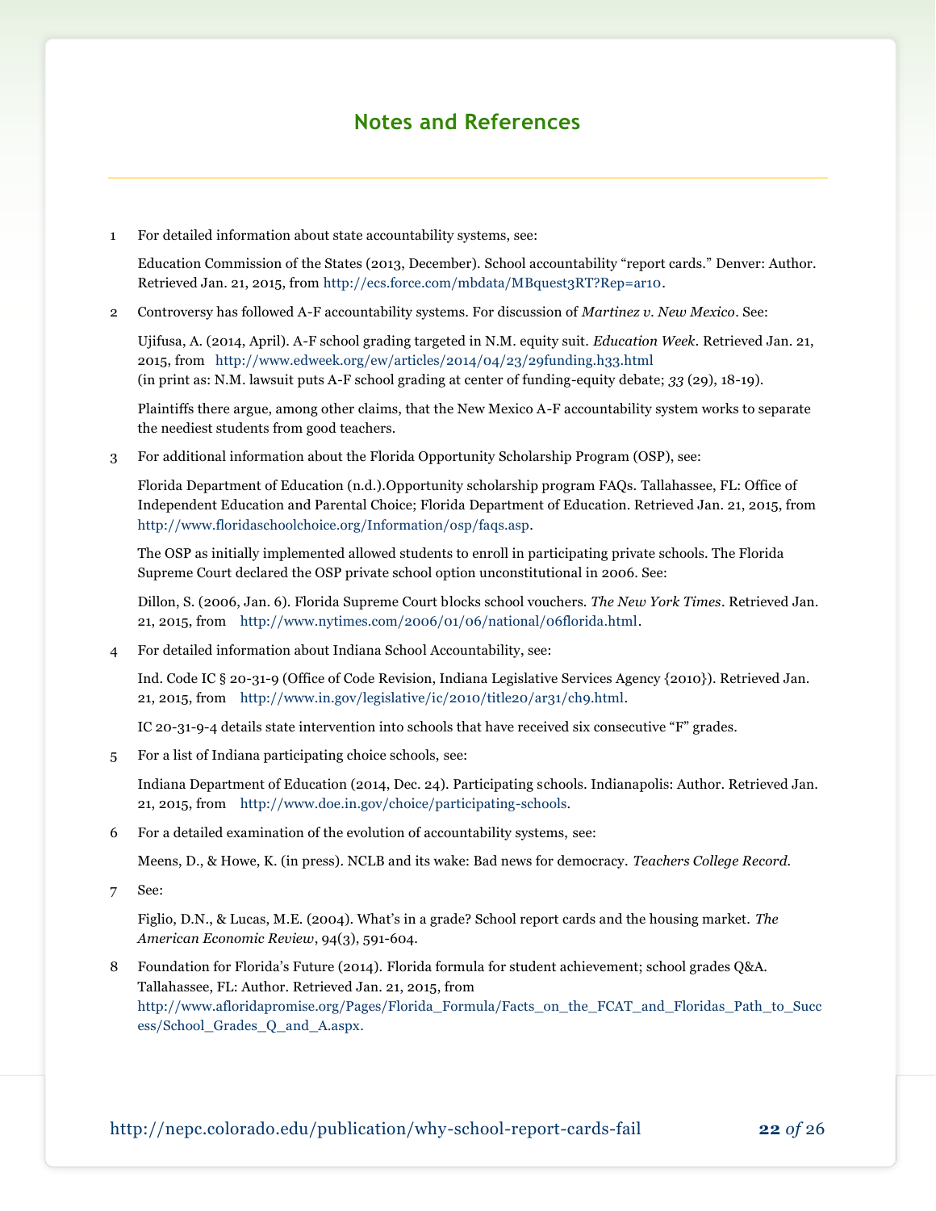## Notes and References

1 For detailed information about state accountability systems, see:

Education Commission of the States (2013, December). School accountability “report cards.” Denver: Author. Retrieved Jan. 21, 2015, from http://ecs.force.com/mbdata/MBquest3RT?Rep=ar10.

2 Controversy has followed A-F accountability systems. For discussion of *Martinez v. New Mexico*. See:

Ujifusa, A. (2014, April). A-F school grading targeted in N.M. equity suit. *Education Week*. Retrieved Jan. 21, 2015, from http://www.edweek.org/ew/articles/2014/04/23/29funding.h33.html (in print as: N.M. lawsuit puts A-F school grading at center of funding-equity debate; *33* (29), 18-19).

Plaintiffs there argue, among other claims, that the New Mexico A-F accountability system works to separate the neediest students from good teachers.

3 For additional information about the Florida Opportunity Scholarship Program (OSP), see:

Florida Department of Education (n.d.).Opportunity scholarship program FAQs. Tallahassee, FL: Office of Independent Education and Parental Choice; Florida Department of Education. Retrieved Jan. 21, 2015, from http://www.floridaschoolchoice.org/Information/osp/faqs.asp.

The OSP as initially implemented allowed students to enroll in participating private schools. The Florida Supreme Court declared the OSP private school option unconstitutional in 2006. See:

Dillon, S. (2006, Jan. 6). Florida Supreme Court blocks school vouchers. *The New York Times*. Retrieved Jan. 21, 2015, from http://www.nytimes.com/2006/01/06/national/06florida.html.

4 For detailed information about Indiana School Accountability, see:

Ind. Code IC § 20-31-9 (Office of Code Revision, Indiana Legislative Services Agency {2010}). Retrieved Jan. 21, 2015, from http://www.in.gov/legislative/ic/2010/title20/ar31/ch9.html.

IC 20-31-9-4 details state intervention into schools that have received six consecutive “F” grades.

5 For a list of Indiana participating choice schools, see:

Indiana Department of Education (2014, Dec. 24). Participating schools. Indianapolis: Author. Retrieved Jan. 21, 2015, from http://www.doe.in.gov/choice/participating-schools.

6 For a detailed examination of the evolution of accountability systems, see:

Meens, D., & Howe, K. (in press). NCLB and its wake: Bad news for democracy. *Teachers College Record*.

7 See:

Figlio, D.N., & Lucas, M.E. (2004). What's in a grade? School report cards and the housing market. *The American Economic Review*, 94(3), 591-604.

8 Foundation for Florida's Future (2014). Florida formula for student achievement; school grades Q&A. Tallahassee, FL: Author. Retrieved Jan. 21, 2015, from http://www.afloridapromise.org/Pages/Florida_Formula/Facts_on_the_FCAT_and_Floridas_Path_to_Success/School_Grades_Q_and_A.aspx.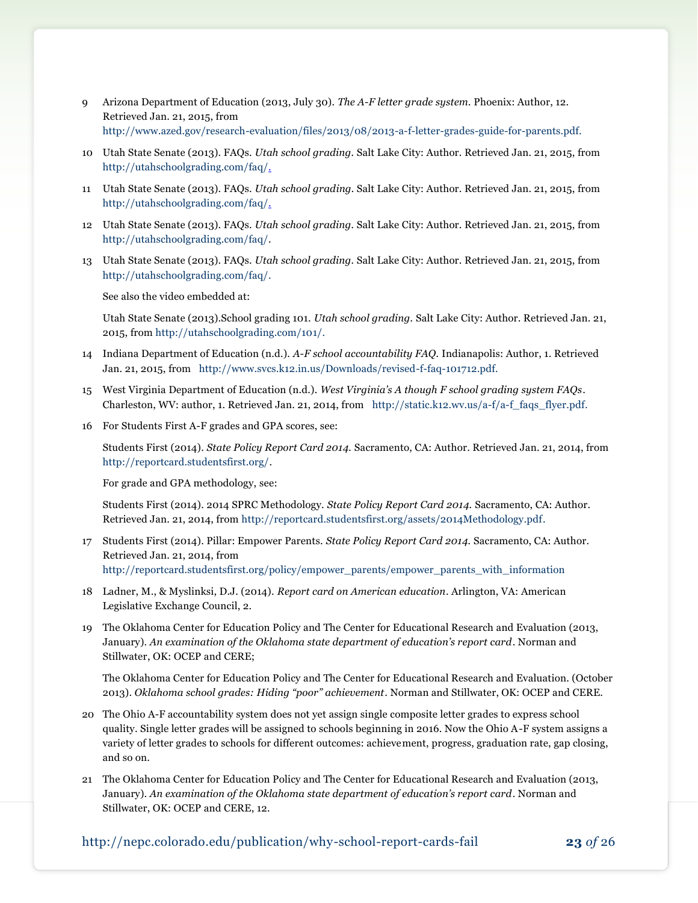9 Arizona Department of Education (2013, July 30). *The A-F letter grade system*. Phoenix: Author, 12. Retrieved Jan. 21, 2015, from http://www.azed.gov/research-evaluation/files/2013/08/2013-a-f-letter-grades-guide-for-parents.pdf.

10 Utah State Senate (2013). FAQs. *Utah school grading*. Salt Lake City: Author. Retrieved Jan. 21, 2015, from http://utahschoolgrading.com/faq/.

11 Utah State Senate (2013). FAQs. *Utah school grading*. Salt Lake City: Author. Retrieved Jan. 21, 2015, from http://utahschoolgrading.com/faq/.

12 Utah State Senate (2013). FAQs. *Utah school grading*. Salt Lake City: Author. Retrieved Jan. 21, 2015, from http://utahschoolgrading.com/faq/.

13 Utah State Senate (2013). FAQs. *Utah school grading*. Salt Lake City: Author. Retrieved Jan. 21, 2015, from http://utahschoolgrading.com/faq/.

See also the video embedded at:

Utah State Senate (2013).School grading 101. *Utah school grading*. Salt Lake City: Author. Retrieved Jan. 21, 2015, from http://utahschoolgrading.com/101/.

14 Indiana Department of Education (n.d.). *A-F school accountability FAQ*. Indianapolis: Author, 1. Retrieved Jan. 21, 2015, from http://www.svcs.k12.in.us/Downloads/revised-f-faq-101712.pdf.

15 West Virginia Department of Education (n.d.). *West Virginia's A though F school grading system FAQs*. Charleston, WV: author, 1. Retrieved Jan. 21, 2014, from http://static.k12.wv.us/a-f/a-f_faqs_flyer.pdf.

16 For Students First A-F grades and GPA scores, see:

Students First (2014). *State Policy Report Card 2014*. Sacramento, CA: Author. Retrieved Jan. 21, 2014, from http://reportcard.studentsfirst.org/.

For grade and GPA methodology, see:

Students First (2014). 2014 SPRC Methodology. *State Policy Report Card 2014.* Sacramento, CA: Author. Retrieved Jan. 21, 2014, from http://reportcard.studentsfirst.org/assets/2014Methodology.pdf.

17 Students First (2014). Pillar: Empower Parents. *State Policy Report Card 2014*. Sacramento, CA: Author. Retrieved Jan. 21, 2014, from http://reportcard.studentsfirst.org/policy/empower_parents/empower_parents_with_information

18 Ladner, M., & Myslinksi, D.J. (2014). *Report card on American education*. Arlington, VA: American Legislative Exchange Council, 2.

19 The Oklahoma Center for Education Policy and The Center for Educational Research and Evaluation (2013, January). *An examination of the Oklahoma state department of education's report card*. Norman and Stillwater, OK: OCEP and CERE;

The Oklahoma Center for Education Policy and The Center for Educational Research and Evaluation. (October 2013). *Oklahoma school grades: Hiding "poor" achievement*. Norman and Stillwater, OK: OCEP and CERE.

20 The Ohio A-F accountability system does not yet assign single composite letter grades to express school quality. Single letter grades will be assigned to schools beginning in 2016. Now the Ohio A-F system assigns a variety of letter grades to schools for different outcomes: achievement, progress, graduation rate, gap closing, and so on.

21 The Oklahoma Center for Education Policy and The Center for Educational Research and Evaluation (2013, January). *An examination of the Oklahoma state department of education's report card*. Norman and Stillwater, OK: OCEP and CERE, 12.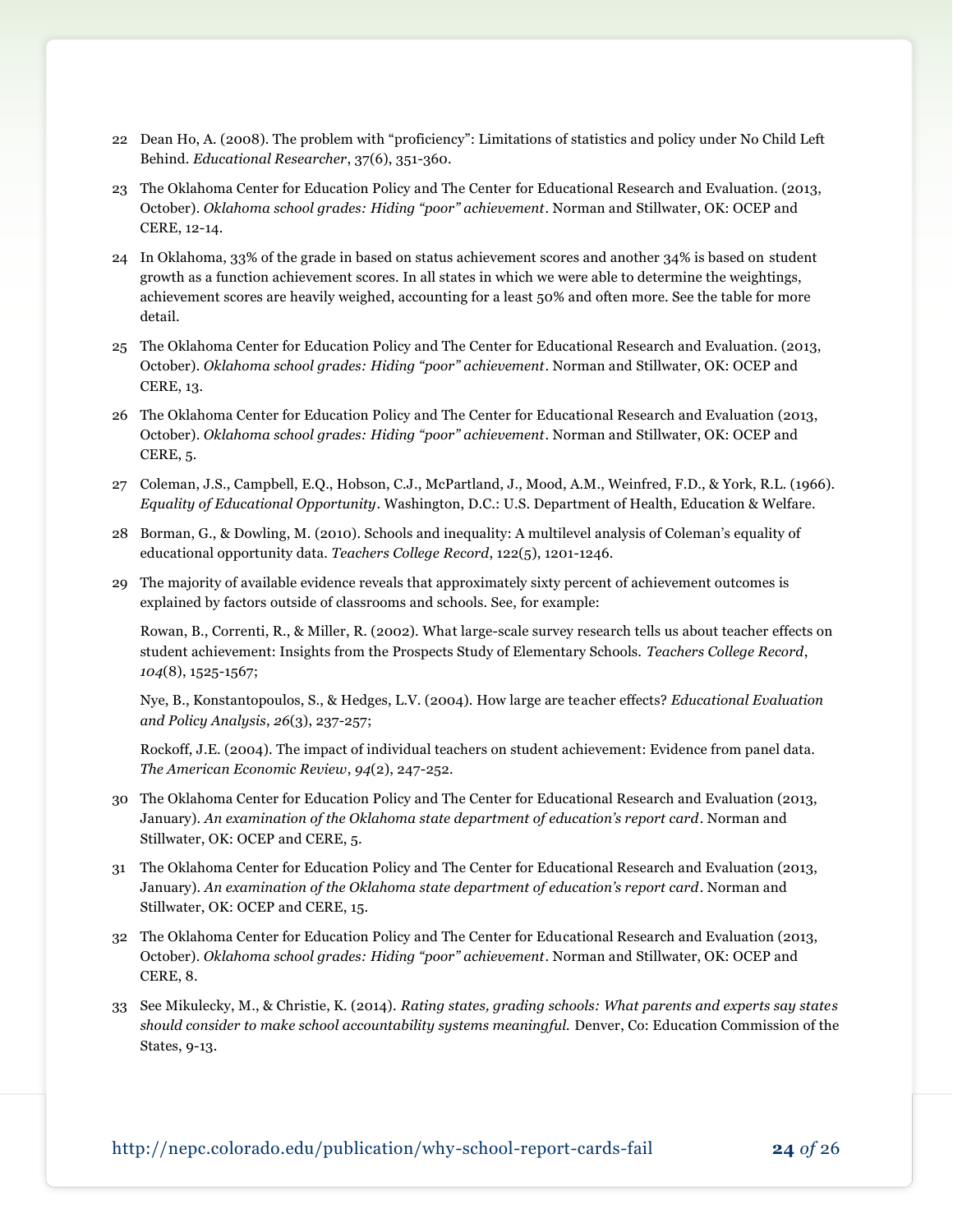22 Dean Ho, A. (2008). The problem with “proficiency”: Limitations of statistics and policy under No Child Left Behind. *Educational Researcher*, 37(6), 351-360.

23 The Oklahoma Center for Education Policy and The Center for Educational Research and Evaluation. (2013, October). *Oklahoma school grades: Hiding “poor” achievement*. Norman and Stillwater, OK: OCEP and CERE, 12-14.

24 In Oklahoma, 33% of the grade in based on status achievement scores and another 34% is based on student growth as a function achievement scores. In all states in which we were able to determine the weightings, achievement scores are heavily weighed, accounting for a least 50% and often more. See the table for more detail.

25 The Oklahoma Center for Education Policy and The Center for Educational Research and Evaluation. (2013, October). *Oklahoma school grades: Hiding “poor” achievement*. Norman and Stillwater, OK: OCEP and CERE, 13.

26 The Oklahoma Center for Education Policy and The Center for Educational Research and Evaluation (2013, October). *Oklahoma school grades: Hiding “poor” achievement*. Norman and Stillwater, OK: OCEP and CERE, 5.

27 Coleman, J.S., Campbell, E.Q., Hobson, C.J., McPartland, J., Mood, A.M., Weinfred, F.D., & York, R.L. (1966). *Equality of Educational Opportunity*. Washington, D.C.: U.S. Department of Health, Education & Welfare.

28 Borman, G., & Dowling, M. (2010). Schools and inequality: A multilevel analysis of Coleman’s equality of educational opportunity data. *Teachers College Record*, 122(5), 1201-1246.

29 The majority of available evidence reveals that approximately sixty percent of achievement outcomes is explained by factors outside of classrooms and schools. See, for example:

Rowan, B., Correnti, R., & Miller, R. (2002). What large-scale survey research tells us about teacher effects on student achievement: Insights from the Prospects Study of Elementary Schools. *Teachers College Record*, *104*(8), 1525-1567;

Nye, B., Konstantopoulos, S., & Hedges, L.V. (2004). How large are teacher effects? *Educational Evaluation and Policy Analysis*, *26*(3), 237-257;

Rockoff, J.E. (2004). The impact of individual teachers on student achievement: Evidence from panel data. *The American Economic Review*, *94*(2), 247-252.

30 The Oklahoma Center for Education Policy and The Center for Educational Research and Evaluation (2013, January). *An examination of the Oklahoma state department of education’s report card*. Norman and Stillwater, OK: OCEP and CERE, 5.

31 The Oklahoma Center for Education Policy and The Center for Educational Research and Evaluation (2013, January). *An examination of the Oklahoma state department of education’s report card*. Norman and Stillwater, OK: OCEP and CERE, 15.

32 The Oklahoma Center for Education Policy and The Center for Educational Research and Evaluation (2013, October). *Oklahoma school grades: Hiding “poor” achievement*. Norman and Stillwater, OK: OCEP and CERE, 8.

33 See Mikulecky, M., & Christie, K. (2014). *Rating states, grading schools: What parents and experts say states should consider to make school accountability systems meaningful.* Denver, Co: Education Commission of the States, 9-13.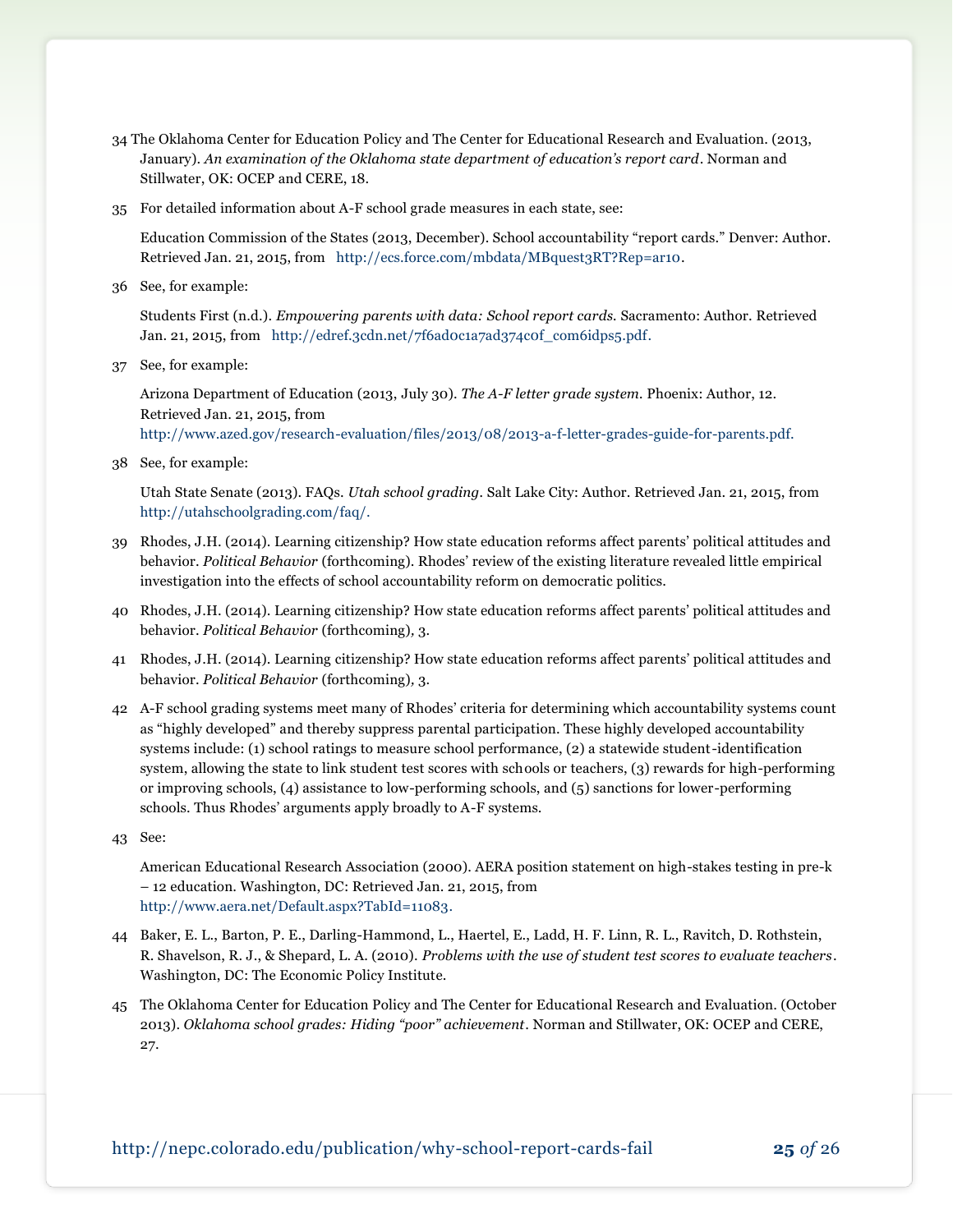34 The Oklahoma Center for Education Policy and The Center for Educational Research and Evaluation. (2013, January). *An examination of the Oklahoma state department of education's report card*. Norman and Stillwater, OK: OCEP and CERE, 18.

35 For detailed information about A-F school grade measures in each state, see:

Education Commission of the States (2013, December). School accountability "report cards." Denver: Author. Retrieved Jan. 21, 2015, from http://ecs.force.com/mbdata/MBquest3RT?Rep=ar10.

36 See, for example:

Students First (n.d.). *Empowering parents with data: School report cards.* Sacramento: Author. Retrieved Jan. 21, 2015, from http://edref.3cdn.net/7f6ad0c1a7ad374c0f_com6idps5.pdf.

37 See, for example:

Arizona Department of Education (2013, July 30). *The A-F letter grade system*. Phoenix: Author, 12. Retrieved Jan. 21, 2015, from http://www.azed.gov/research-evaluation/files/2013/08/2013-a-f-letter-grades-guide-for-parents.pdf.

38 See, for example:

Utah State Senate (2013). FAQs. *Utah school grading*. Salt Lake City: Author. Retrieved Jan. 21, 2015, from http://utahschoolgrading.com/faq/.

39 Rhodes, J.H. (2014). Learning citizenship? How state education reforms affect parents' political attitudes and behavior. *Political Behavior* (forthcoming). Rhodes' review of the existing literature revealed little empirical investigation into the effects of school accountability reform on democratic politics.

40 Rhodes, J.H. (2014). Learning citizenship? How state education reforms affect parents' political attitudes and behavior. *Political Behavior* (forthcoming), 3.

41 Rhodes, J.H. (2014). Learning citizenship? How state education reforms affect parents' political attitudes and behavior. *Political Behavior* (forthcoming), 3.

42 A-F school grading systems meet many of Rhodes' criteria for determining which accountability systems count as "highly developed" and thereby suppress parental participation. These highly developed accountability systems include: (1) school ratings to measure school performance, (2) a statewide student-identification system, allowing the state to link student test scores with schools or teachers, (3) rewards for high-performing or improving schools, (4) assistance to low-performing schools, and (5) sanctions for lower-performing schools. Thus Rhodes' arguments apply broadly to A-F systems.

43 See:

American Educational Research Association (2000). AERA position statement on high-stakes testing in pre-k – 12 education. Washington, DC: Retrieved Jan. 21, 2015, from http://www.aera.net/Default.aspx?TabId=11083.

44 Baker, E. L., Barton, P. E., Darling-Hammond, L., Haertel, E., Ladd, H. F. Linn, R. L., Ravitch, D. Rothstein, R. Shavelson, R. J., & Shepard, L. A. (2010). *Problems with the use of student test scores to evaluate teachers*. Washington, DC: The Economic Policy Institute.

45 The Oklahoma Center for Education Policy and The Center for Educational Research and Evaluation. (October 2013). *Oklahoma school grades: Hiding "poor" achievement*. Norman and Stillwater, OK: OCEP and CERE, 27.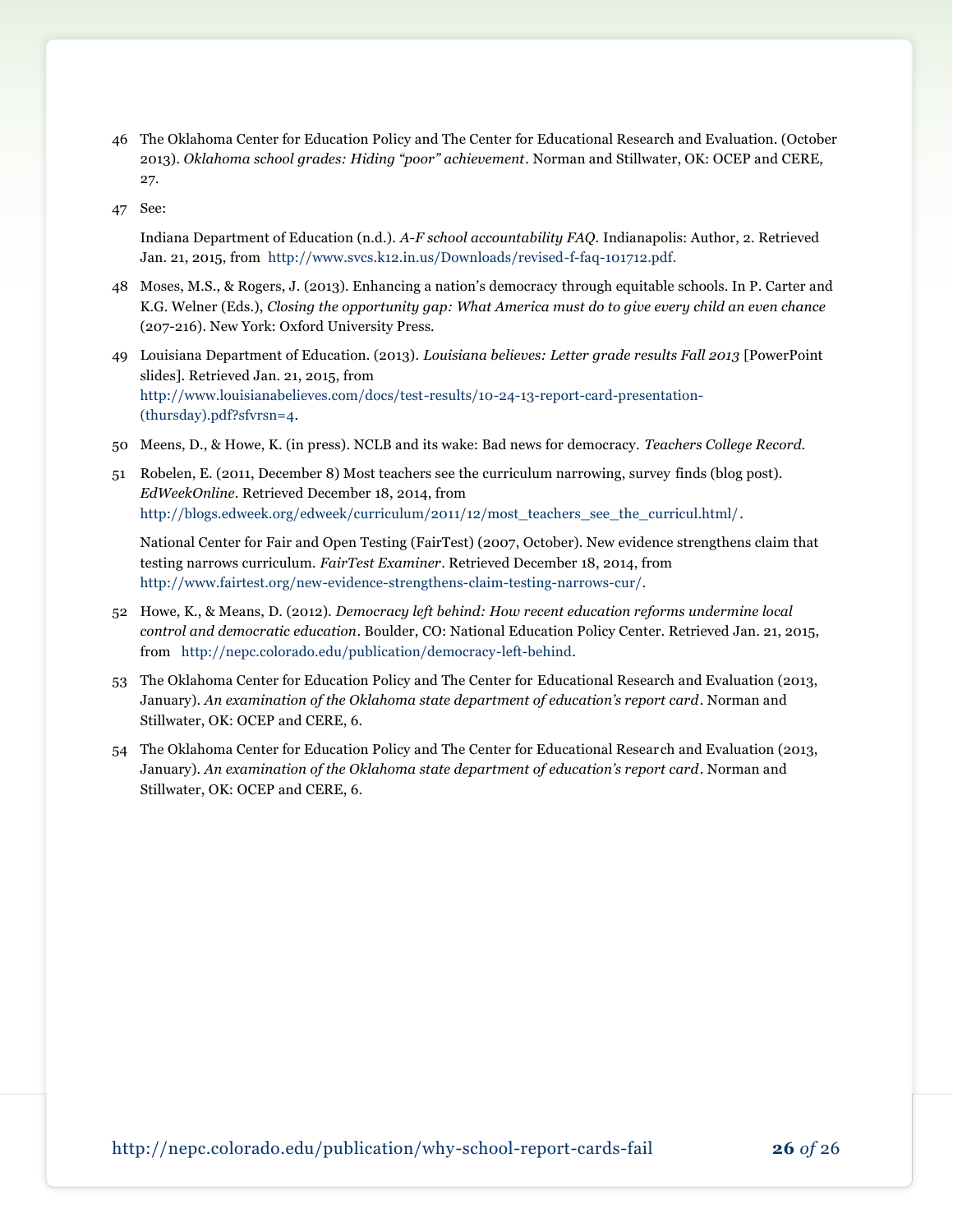46 The Oklahoma Center for Education Policy and The Center for Educational Research and Evaluation. (October 2013). *Oklahoma school grades: Hiding "poor" achievement*. Norman and Stillwater, OK: OCEP and CERE, 27.

47 See:

Indiana Department of Education (n.d.). *A-F school accountability FAQ*. Indianapolis: Author, 2. Retrieved Jan. 21, 2015, from http://www.svcs.k12.in.us/Downloads/revised-f-faq-101712.pdf.

48 Moses, M.S., & Rogers, J. (2013). Enhancing a nation's democracy through equitable schools. In P. Carter and K.G. Welner (Eds.), *Closing the opportunity gap: What America must do to give every child an even chance* (207-216). New York: Oxford University Press.

49 Louisiana Department of Education. (2013). *Louisiana believes: Letter grade results Fall 2013* [PowerPoint slides]. Retrieved Jan. 21, 2015, from http://www.louisianabelieves.com/docs/test-results/10-24-13-report-card-presentation-(thursday).pdf?sfvrsn=4.

50 Meens, D., & Howe, K. (in press). NCLB and its wake: Bad news for democracy. *Teachers College Record.*

51 Robelen, E. (2011, December 8) Most teachers see the curriculum narrowing, survey finds (blog post). *EdWeekOnline*. Retrieved December 18, 2014, from http://blogs.edweek.org/edweek/curriculum/2011/12/most_teachers_see_the_curricul.html/.

National Center for Fair and Open Testing (FairTest) (2007, October). New evidence strengthens claim that testing narrows curriculum. *FairTest Examiner*. Retrieved December 18, 2014, from http://www.fairtest.org/new-evidence-strengthens-claim-testing-narrows-cur/.

52 Howe, K., & Means, D. (2012). *Democracy left behind: How recent education reforms undermine local control and democratic education*. Boulder, CO: National Education Policy Center. Retrieved Jan. 21, 2015, from http://nepc.colorado.edu/publication/democracy-left-behind.

53 The Oklahoma Center for Education Policy and The Center for Educational Research and Evaluation (2013, January). *An examination of the Oklahoma state department of education's report card*. Norman and Stillwater, OK: OCEP and CERE, 6.

54 The Oklahoma Center for Education Policy and The Center for Educational Research and Evaluation (2013, January). *An examination of the Oklahoma state department of education's report card*. Norman and Stillwater, OK: OCEP and CERE, 6.